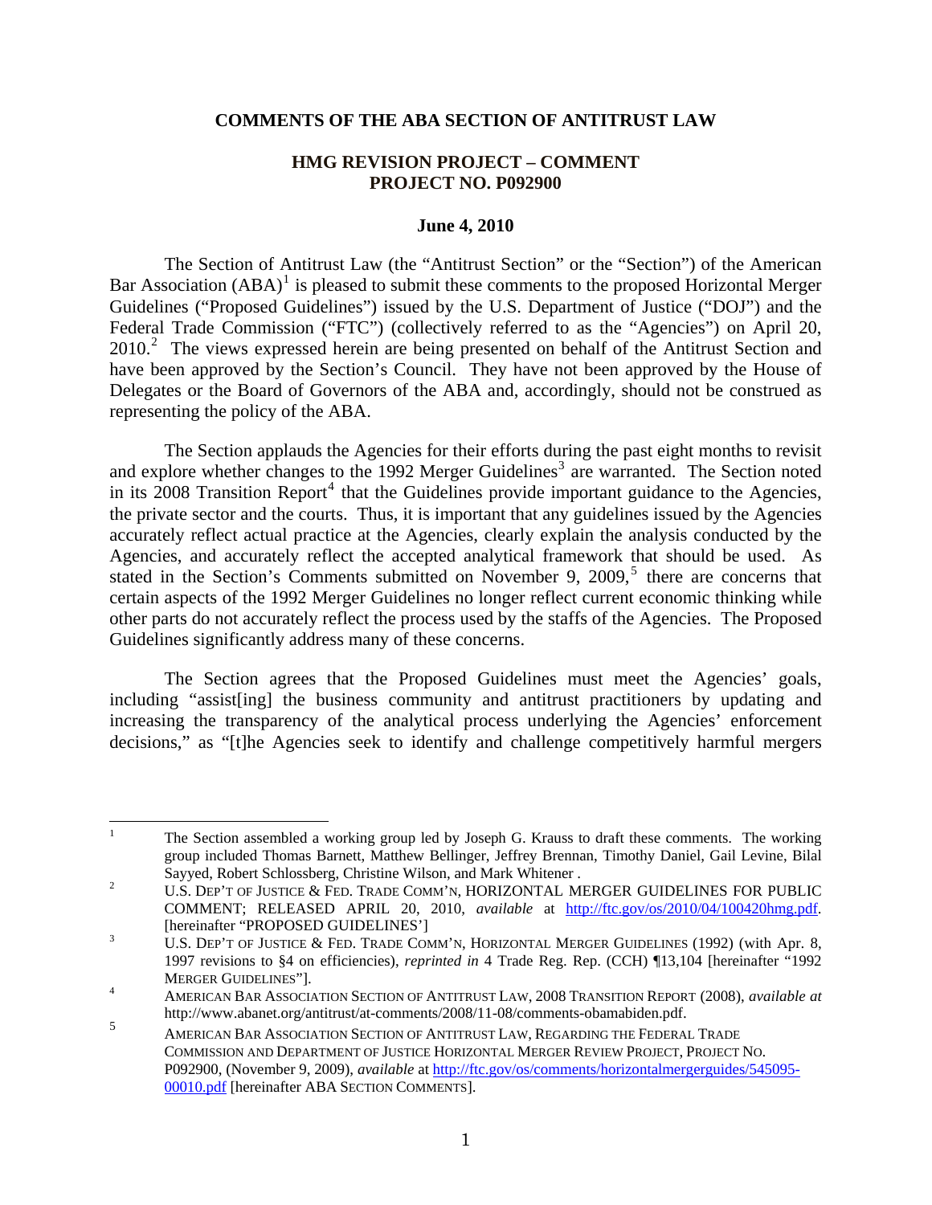**COMMENTS OF THE ABA SECTION OF ANTITRUST LAW**

**HMG REVISION PROJECT – COMMENT**
**PROJECT NO. P092900**

**June 4, 2010**

The Section of Antitrust Law (the "Antitrust Section" or the "Section") of the American Bar Association (ABA)[1] is pleased to submit these comments to the proposed Horizontal Merger Guidelines ("Proposed Guidelines") issued by the U.S. Department of Justice ("DOJ") and the Federal Trade Commission ("FTC") (collectively referred to as the "Agencies") on April 20, 2010.[2] The views expressed herein are being presented on behalf of the Antitrust Section and have been approved by the Section's Council. They have not been approved by the House of Delegates or the Board of Governors of the ABA and, accordingly, should not be construed as representing the policy of the ABA.

The Section applauds the Agencies for their efforts during the past eight months to revisit and explore whether changes to the 1992 Merger Guidelines[3] are warranted. The Section noted in its 2008 Transition Report[4] that the Guidelines provide important guidance to the Agencies, the private sector and the courts. Thus, it is important that any guidelines issued by the Agencies accurately reflect actual practice at the Agencies, clearly explain the analysis conducted by the Agencies, and accurately reflect the accepted analytical framework that should be used. As stated in the Section's Comments submitted on November 9, 2009,[5] there are concerns that certain aspects of the 1992 Merger Guidelines no longer reflect current economic thinking while other parts do not accurately reflect the process used by the staffs of the Agencies. The Proposed Guidelines significantly address many of these concerns.

The Section agrees that the Proposed Guidelines must meet the Agencies' goals, including "assist[ing] the business community and antitrust practitioners by updating and increasing the transparency of the analytical process underlying the Agencies' enforcement decisions," as "[t]he Agencies seek to identify and challenge competitively harmful mergers

---

[1] The Section assembled a working group led by Joseph G. Krauss to draft these comments. The working group included Thomas Barnett, Matthew Bellinger, Jeffrey Brennan, Timothy Daniel, Gail Levine, Bilal Sayyed, Robert Schlossberg, Christine Wilson, and Mark Whitener .

[2] U.S. DEP'T OF JUSTICE & FED. TRADE COMM'N, HORIZONTAL MERGER GUIDELINES FOR PUBLIC COMMENT; RELEASED APRIL 20, 2010, *available* at http://ftc.gov/os/2010/04/100420hmg.pdf. [hereinafter "PROPOSED GUIDELINES']

[3] U.S. DEP'T OF JUSTICE & FED. TRADE COMM'N, HORIZONTAL MERGER GUIDELINES (1992) (with Apr. 8, 1997 revisions to §4 on efficiencies), *reprinted in* 4 Trade Reg. Rep. (CCH) ¶13,104 [hereinafter "1992 MERGER GUIDELINES"].

[4] AMERICAN BAR ASSOCIATION SECTION OF ANTITRUST LAW, 2008 TRANSITION REPORT (2008), *available at* http://www.abanet.org/antitrust/at-comments/2008/11-08/comments-obamabiden.pdf.

[5] AMERICAN BAR ASSOCIATION SECTION OF ANTITRUST LAW, REGARDING THE FEDERAL TRADE COMMISSION AND DEPARTMENT OF JUSTICE HORIZONTAL MERGER REVIEW PROJECT, PROJECT NO. P092900, (November 9, 2009), *available* at http://ftc.gov/os/comments/horizontalmergerguides/545095-00010.pdf [hereinafter ABA SECTION COMMENTS].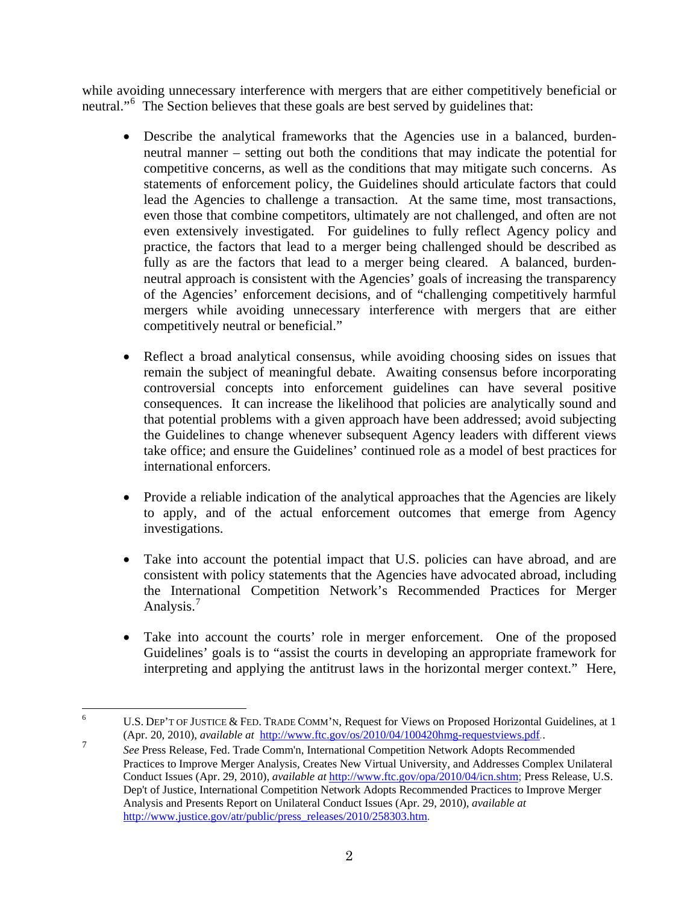while avoiding unnecessary interference with mergers that are either competitively beneficial or neutral."[6] The Section believes that these goals are best served by guidelines that:

- Describe the analytical frameworks that the Agencies use in a balanced, burden-neutral manner – setting out both the conditions that may indicate the potential for competitive concerns, as well as the conditions that may mitigate such concerns. As statements of enforcement policy, the Guidelines should articulate factors that could lead the Agencies to challenge a transaction. At the same time, most transactions, even those that combine competitors, ultimately are not challenged, and often are not even extensively investigated. For guidelines to fully reflect Agency policy and practice, the factors that lead to a merger being challenged should be described as fully as are the factors that lead to a merger being cleared. A balanced, burden-neutral approach is consistent with the Agencies' goals of increasing the transparency of the Agencies' enforcement decisions, and of "challenging competitively harmful mergers while avoiding unnecessary interference with mergers that are either competitively neutral or beneficial."

- Reflect a broad analytical consensus, while avoiding choosing sides on issues that remain the subject of meaningful debate. Awaiting consensus before incorporating controversial concepts into enforcement guidelines can have several positive consequences. It can increase the likelihood that policies are analytically sound and that potential problems with a given approach have been addressed; avoid subjecting the Guidelines to change whenever subsequent Agency leaders with different views take office; and ensure the Guidelines' continued role as a model of best practices for international enforcers.

- Provide a reliable indication of the analytical approaches that the Agencies are likely to apply, and of the actual enforcement outcomes that emerge from Agency investigations.

- Take into account the potential impact that U.S. policies can have abroad, and are consistent with policy statements that the Agencies have advocated abroad, including the International Competition Network's Recommended Practices for Merger Analysis.[7]

- Take into account the courts' role in merger enforcement. One of the proposed Guidelines' goals is to "assist the courts in developing an appropriate framework for interpreting and applying the antitrust laws in the horizontal merger context." Here,

---

[6] U.S. DEP'T OF JUSTICE & FED. TRADE COMM'N, Request for Views on Proposed Horizontal Guidelines, at 1 (Apr. 20, 2010), *available at* http://www.ftc.gov/os/2010/04/100420hmg-requestviews.pdf..

[7] *See* Press Release, Fed. Trade Comm'n, International Competition Network Adopts Recommended Practices to Improve Merger Analysis, Creates New Virtual University, and Addresses Complex Unilateral Conduct Issues (Apr. 29, 2010), *available at* http://www.ftc.gov/opa/2010/04/icn.shtm; Press Release, U.S. Dep't of Justice, International Competition Network Adopts Recommended Practices to Improve Merger Analysis and Presents Report on Unilateral Conduct Issues (Apr. 29, 2010), *available at* http://www.justice.gov/atr/public/press_releases/2010/258303.htm.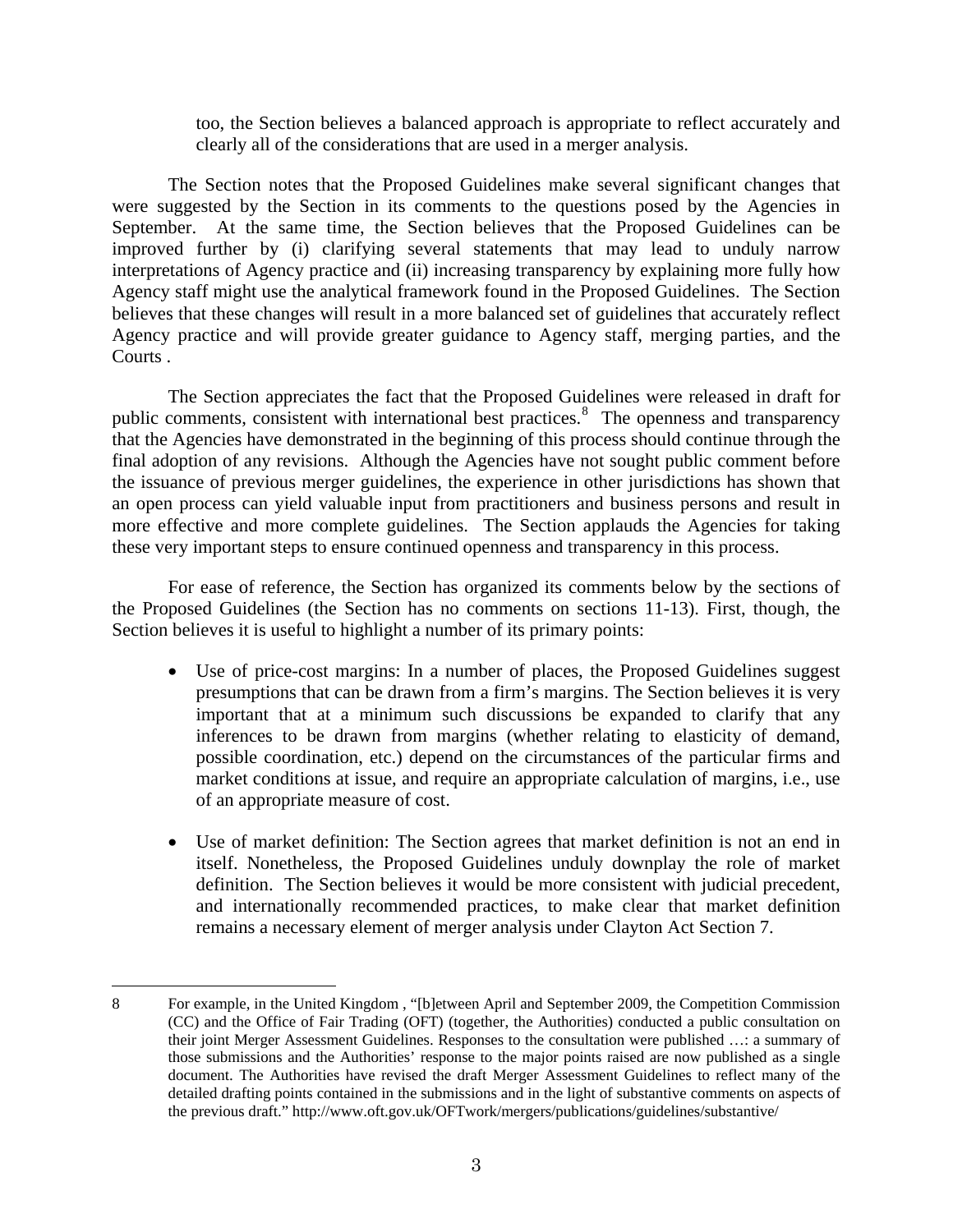too, the Section believes a balanced approach is appropriate to reflect accurately and clearly all of the considerations that are used in a merger analysis.

The Section notes that the Proposed Guidelines make several significant changes that were suggested by the Section in its comments to the questions posed by the Agencies in September. At the same time, the Section believes that the Proposed Guidelines can be improved further by (i) clarifying several statements that may lead to unduly narrow interpretations of Agency practice and (ii) increasing transparency by explaining more fully how Agency staff might use the analytical framework found in the Proposed Guidelines. The Section believes that these changes will result in a more balanced set of guidelines that accurately reflect Agency practice and will provide greater guidance to Agency staff, merging parties, and the Courts .

The Section appreciates the fact that the Proposed Guidelines were released in draft for public comments, consistent with international best practices.[8] The openness and transparency that the Agencies have demonstrated in the beginning of this process should continue through the final adoption of any revisions. Although the Agencies have not sought public comment before the issuance of previous merger guidelines, the experience in other jurisdictions has shown that an open process can yield valuable input from practitioners and business persons and result in more effective and more complete guidelines. The Section applauds the Agencies for taking these very important steps to ensure continued openness and transparency in this process.

For ease of reference, the Section has organized its comments below by the sections of the Proposed Guidelines (the Section has no comments on sections 11-13). First, though, the Section believes it is useful to highlight a number of its primary points:

- Use of price-cost margins: In a number of places, the Proposed Guidelines suggest presumptions that can be drawn from a firm's margins. The Section believes it is very important that at a minimum such discussions be expanded to clarify that any inferences to be drawn from margins (whether relating to elasticity of demand, possible coordination, etc.) depend on the circumstances of the particular firms and market conditions at issue, and require an appropriate calculation of margins, i.e., use of an appropriate measure of cost.

- Use of market definition: The Section agrees that market definition is not an end in itself. Nonetheless, the Proposed Guidelines unduly downplay the role of market definition. The Section believes it would be more consistent with judicial precedent, and internationally recommended practices, to make clear that market definition remains a necessary element of merger analysis under Clayton Act Section 7.

---

8 For example, in the United Kingdom , "[b]etween April and September 2009, the Competition Commission (CC) and the Office of Fair Trading (OFT) (together, the Authorities) conducted a public consultation on their joint Merger Assessment Guidelines. Responses to the consultation were published …: a summary of those submissions and the Authorities' response to the major points raised are now published as a single document. The Authorities have revised the draft Merger Assessment Guidelines to reflect many of the detailed drafting points contained in the submissions and in the light of substantive comments on aspects of the previous draft." http://www.oft.gov.uk/OFTwork/mergers/publications/guidelines/substantive/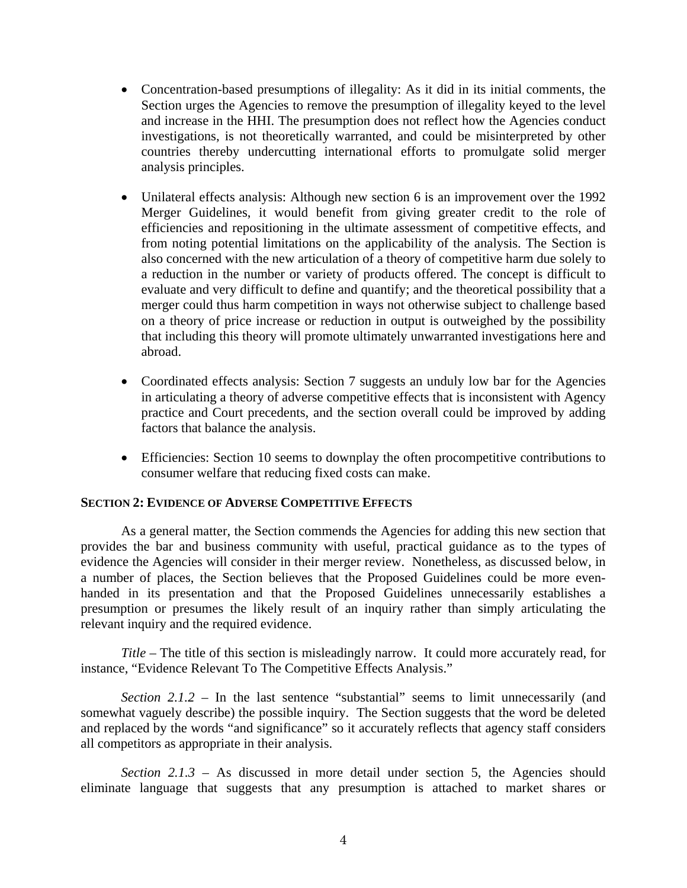- Concentration-based presumptions of illegality: As it did in its initial comments, the Section urges the Agencies to remove the presumption of illegality keyed to the level and increase in the HHI. The presumption does not reflect how the Agencies conduct investigations, is not theoretically warranted, and could be misinterpreted by other countries thereby undercutting international efforts to promulgate solid merger analysis principles.

- Unilateral effects analysis: Although new section 6 is an improvement over the 1992 Merger Guidelines, it would benefit from giving greater credit to the role of efficiencies and repositioning in the ultimate assessment of competitive effects, and from noting potential limitations on the applicability of the analysis. The Section is also concerned with the new articulation of a theory of competitive harm due solely to a reduction in the number or variety of products offered. The concept is difficult to evaluate and very difficult to define and quantify; and the theoretical possibility that a merger could thus harm competition in ways not otherwise subject to challenge based on a theory of price increase or reduction in output is outweighed by the possibility that including this theory will promote ultimately unwarranted investigations here and abroad.

- Coordinated effects analysis: Section 7 suggests an unduly low bar for the Agencies in articulating a theory of adverse competitive effects that is inconsistent with Agency practice and Court precedents, and the section overall could be improved by adding factors that balance the analysis.

- Efficiencies: Section 10 seems to downplay the often procompetitive contributions to consumer welfare that reducing fixed costs can make.

## SECTION 2: EVIDENCE OF ADVERSE COMPETITIVE EFFECTS

As a general matter, the Section commends the Agencies for adding this new section that provides the bar and business community with useful, practical guidance as to the types of evidence the Agencies will consider in their merger review. Nonetheless, as discussed below, in a number of places, the Section believes that the Proposed Guidelines could be more even-handed in its presentation and that the Proposed Guidelines unnecessarily establishes a presumption or presumes the likely result of an inquiry rather than simply articulating the relevant inquiry and the required evidence.

*Title* – The title of this section is misleadingly narrow. It could more accurately read, for instance, "Evidence Relevant To The Competitive Effects Analysis."

*Section 2.1.2* – In the last sentence "substantial" seems to limit unnecessarily (and somewhat vaguely describe) the possible inquiry. The Section suggests that the word be deleted and replaced by the words "and significance" so it accurately reflects that agency staff considers all competitors as appropriate in their analysis.

*Section 2.1.3* – As discussed in more detail under section 5, the Agencies should eliminate language that suggests that any presumption is attached to market shares or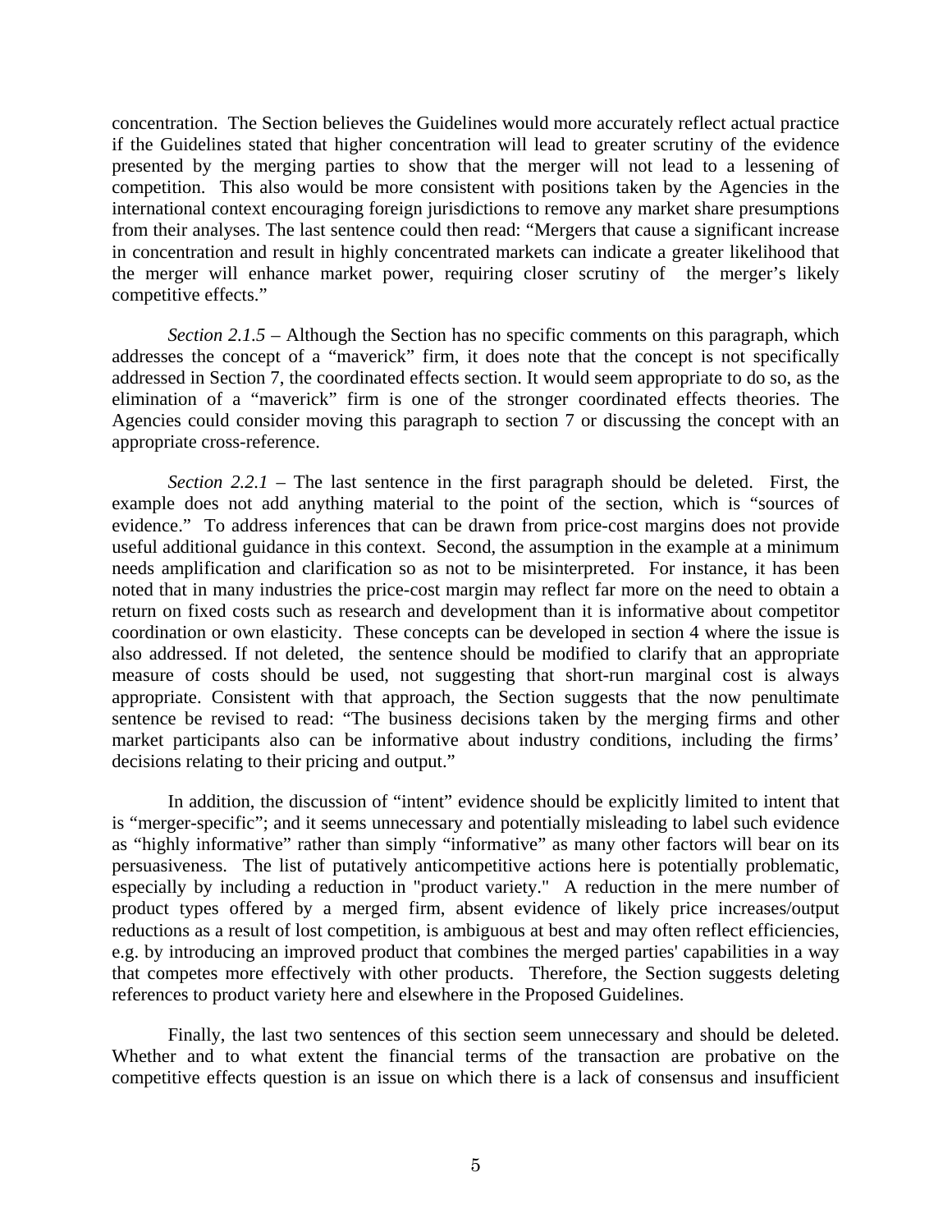concentration. The Section believes the Guidelines would more accurately reflect actual practice if the Guidelines stated that higher concentration will lead to greater scrutiny of the evidence presented by the merging parties to show that the merger will not lead to a lessening of competition. This also would be more consistent with positions taken by the Agencies in the international context encouraging foreign jurisdictions to remove any market share presumptions from their analyses. The last sentence could then read: "Mergers that cause a significant increase in concentration and result in highly concentrated markets can indicate a greater likelihood that the merger will enhance market power, requiring closer scrutiny of the merger's likely competitive effects."

*Section 2.1.5* – Although the Section has no specific comments on this paragraph, which addresses the concept of a "maverick" firm, it does note that the concept is not specifically addressed in Section 7, the coordinated effects section. It would seem appropriate to do so, as the elimination of a "maverick" firm is one of the stronger coordinated effects theories. The Agencies could consider moving this paragraph to section 7 or discussing the concept with an appropriate cross-reference.

*Section 2.2.1* – The last sentence in the first paragraph should be deleted. First, the example does not add anything material to the point of the section, which is "sources of evidence." To address inferences that can be drawn from price-cost margins does not provide useful additional guidance in this context. Second, the assumption in the example at a minimum needs amplification and clarification so as not to be misinterpreted. For instance, it has been noted that in many industries the price-cost margin may reflect far more on the need to obtain a return on fixed costs such as research and development than it is informative about competitor coordination or own elasticity. These concepts can be developed in section 4 where the issue is also addressed. If not deleted, the sentence should be modified to clarify that an appropriate measure of costs should be used, not suggesting that short-run marginal cost is always appropriate. Consistent with that approach, the Section suggests that the now penultimate sentence be revised to read: "The business decisions taken by the merging firms and other market participants also can be informative about industry conditions, including the firms' decisions relating to their pricing and output."

In addition, the discussion of "intent" evidence should be explicitly limited to intent that is "merger-specific"; and it seems unnecessary and potentially misleading to label such evidence as "highly informative" rather than simply "informative" as many other factors will bear on its persuasiveness. The list of putatively anticompetitive actions here is potentially problematic, especially by including a reduction in "product variety." A reduction in the mere number of product types offered by a merged firm, absent evidence of likely price increases/output reductions as a result of lost competition, is ambiguous at best and may often reflect efficiencies, e.g. by introducing an improved product that combines the merged parties' capabilities in a way that competes more effectively with other products. Therefore, the Section suggests deleting references to product variety here and elsewhere in the Proposed Guidelines.

Finally, the last two sentences of this section seem unnecessary and should be deleted. Whether and to what extent the financial terms of the transaction are probative on the competitive effects question is an issue on which there is a lack of consensus and insufficient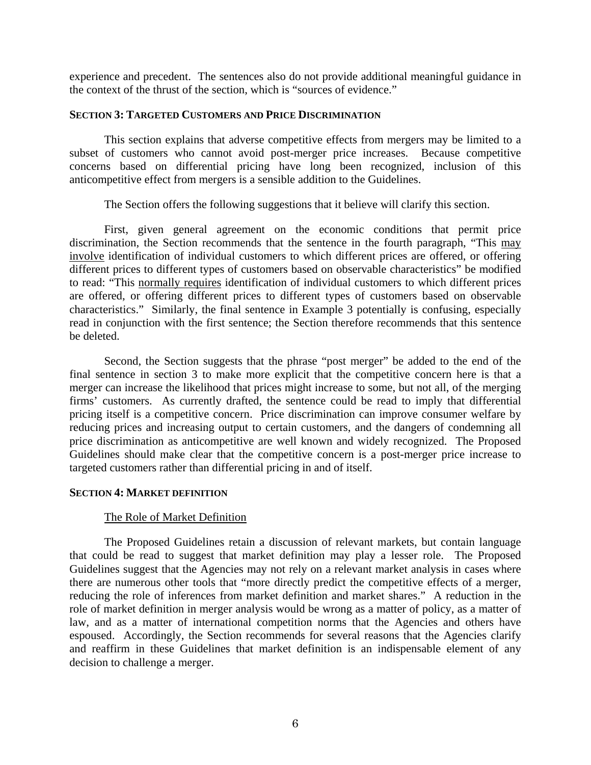experience and precedent. The sentences also do not provide additional meaningful guidance in the context of the thrust of the section, which is "sources of evidence."

### SECTION 3: TARGETED CUSTOMERS AND PRICE DISCRIMINATION

This section explains that adverse competitive effects from mergers may be limited to a subset of customers who cannot avoid post-merger price increases. Because competitive concerns based on differential pricing have long been recognized, inclusion of this anticompetitive effect from mergers is a sensible addition to the Guidelines.

The Section offers the following suggestions that it believe will clarify this section.

First, given general agreement on the economic conditions that permit price discrimination, the Section recommends that the sentence in the fourth paragraph, "This <u>may involve</u> identification of individual customers to which different prices are offered, or offering different prices to different types of customers based on observable characteristics" be modified to read: "This <u>normally requires</u> identification of individual customers to which different prices are offered, or offering different prices to different types of customers based on observable characteristics." Similarly, the final sentence in Example 3 potentially is confusing, especially read in conjunction with the first sentence; the Section therefore recommends that this sentence be deleted.

Second, the Section suggests that the phrase "post merger" be added to the end of the final sentence in section 3 to make more explicit that the competitive concern here is that a merger can increase the likelihood that prices might increase to some, but not all, of the merging firms' customers. As currently drafted, the sentence could be read to imply that differential pricing itself is a competitive concern. Price discrimination can improve consumer welfare by reducing prices and increasing output to certain customers, and the dangers of condemning all price discrimination as anticompetitive are well known and widely recognized. The Proposed Guidelines should make clear that the competitive concern is a post-merger price increase to targeted customers rather than differential pricing in and of itself.

### SECTION 4: MARKET DEFINITION

<u>The Role of Market Definition</u>

The Proposed Guidelines retain a discussion of relevant markets, but contain language that could be read to suggest that market definition may play a lesser role. The Proposed Guidelines suggest that the Agencies may not rely on a relevant market analysis in cases where there are numerous other tools that "more directly predict the competitive effects of a merger, reducing the role of inferences from market definition and market shares." A reduction in the role of market definition in merger analysis would be wrong as a matter of policy, as a matter of law, and as a matter of international competition norms that the Agencies and others have espoused. Accordingly, the Section recommends for several reasons that the Agencies clarify and reaffirm in these Guidelines that market definition is an indispensable element of any decision to challenge a merger.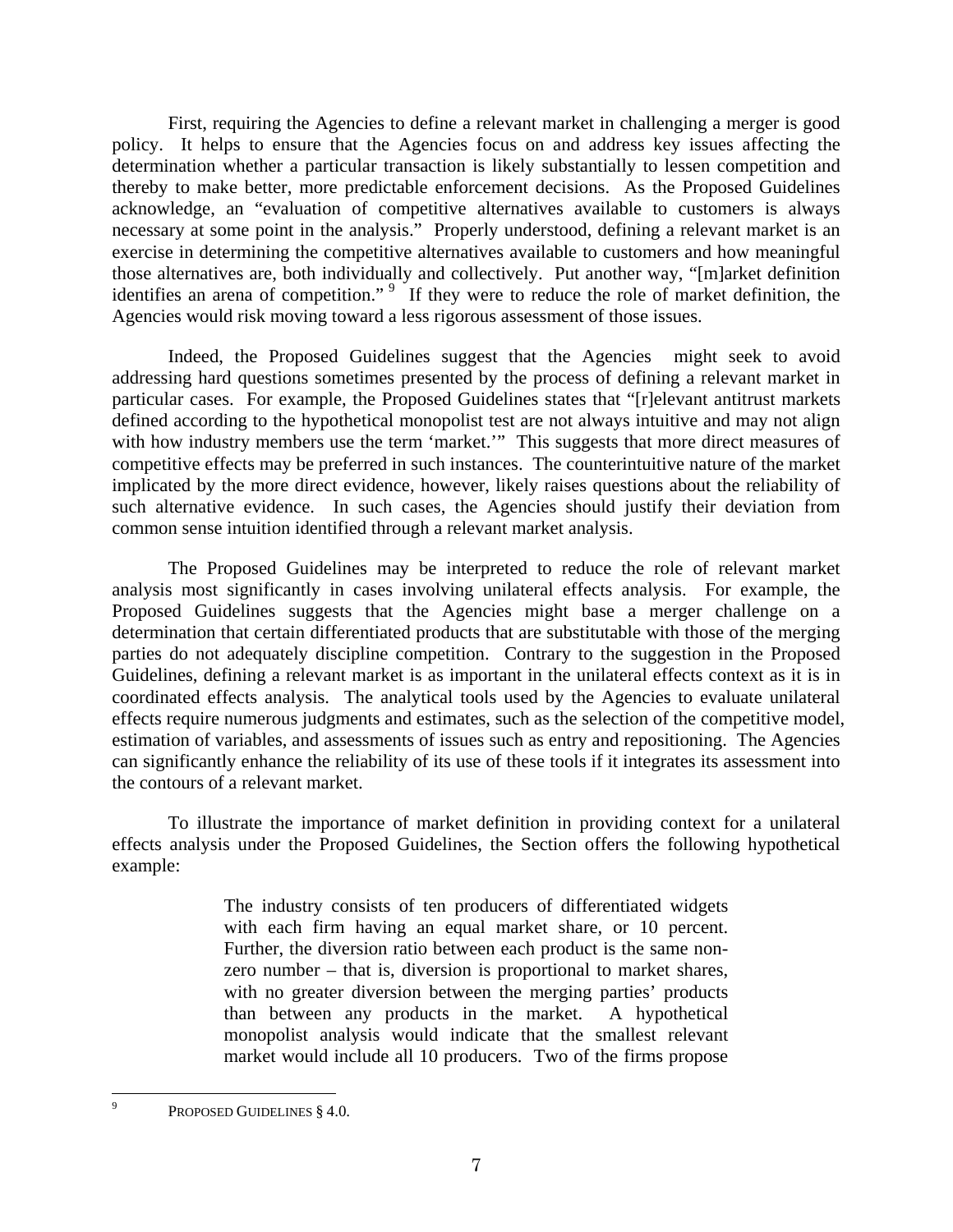First, requiring the Agencies to define a relevant market in challenging a merger is good policy. It helps to ensure that the Agencies focus on and address key issues affecting the determination whether a particular transaction is likely substantially to lessen competition and thereby to make better, more predictable enforcement decisions. As the Proposed Guidelines acknowledge, an "evaluation of competitive alternatives available to customers is always necessary at some point in the analysis." Properly understood, defining a relevant market is an exercise in determining the competitive alternatives available to customers and how meaningful those alternatives are, both individually and collectively. Put another way, "[m]arket definition identifies an arena of competition."[9] If they were to reduce the role of market definition, the Agencies would risk moving toward a less rigorous assessment of those issues.

Indeed, the Proposed Guidelines suggest that the Agencies might seek to avoid addressing hard questions sometimes presented by the process of defining a relevant market in particular cases. For example, the Proposed Guidelines states that "[r]elevant antitrust markets defined according to the hypothetical monopolist test are not always intuitive and may not align with how industry members use the term 'market.'" This suggests that more direct measures of competitive effects may be preferred in such instances. The counterintuitive nature of the market implicated by the more direct evidence, however, likely raises questions about the reliability of such alternative evidence. In such cases, the Agencies should justify their deviation from common sense intuition identified through a relevant market analysis.

The Proposed Guidelines may be interpreted to reduce the role of relevant market analysis most significantly in cases involving unilateral effects analysis. For example, the Proposed Guidelines suggests that the Agencies might base a merger challenge on a determination that certain differentiated products that are substitutable with those of the merging parties do not adequately discipline competition. Contrary to the suggestion in the Proposed Guidelines, defining a relevant market is as important in the unilateral effects context as it is in coordinated effects analysis. The analytical tools used by the Agencies to evaluate unilateral effects require numerous judgments and estimates, such as the selection of the competitive model, estimation of variables, and assessments of issues such as entry and repositioning. The Agencies can significantly enhance the reliability of its use of these tools if it integrates its assessment into the contours of a relevant market.

To illustrate the importance of market definition in providing context for a unilateral effects analysis under the Proposed Guidelines, the Section offers the following hypothetical example:

> The industry consists of ten producers of differentiated widgets with each firm having an equal market share, or 10 percent. Further, the diversion ratio between each product is the same non-zero number – that is, diversion is proportional to market shares, with no greater diversion between the merging parties' products than between any products in the market. A hypothetical monopolist analysis would indicate that the smallest relevant market would include all 10 producers. Two of the firms propose

---

[9] PROPOSED GUIDELINES § 4.0.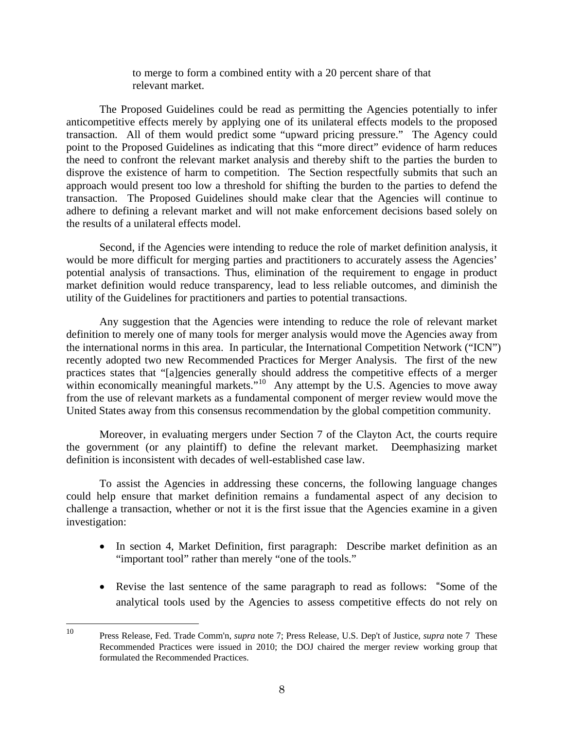to merge to form a combined entity with a 20 percent share of that relevant market.

The Proposed Guidelines could be read as permitting the Agencies potentially to infer anticompetitive effects merely by applying one of its unilateral effects models to the proposed transaction. All of them would predict some "upward pricing pressure." The Agency could point to the Proposed Guidelines as indicating that this "more direct" evidence of harm reduces the need to confront the relevant market analysis and thereby shift to the parties the burden to disprove the existence of harm to competition. The Section respectfully submits that such an approach would present too low a threshold for shifting the burden to the parties to defend the transaction. The Proposed Guidelines should make clear that the Agencies will continue to adhere to defining a relevant market and will not make enforcement decisions based solely on the results of a unilateral effects model.

Second, if the Agencies were intending to reduce the role of market definition analysis, it would be more difficult for merging parties and practitioners to accurately assess the Agencies' potential analysis of transactions. Thus, elimination of the requirement to engage in product market definition would reduce transparency, lead to less reliable outcomes, and diminish the utility of the Guidelines for practitioners and parties to potential transactions.

Any suggestion that the Agencies were intending to reduce the role of relevant market definition to merely one of many tools for merger analysis would move the Agencies away from the international norms in this area. In particular, the International Competition Network ("ICN") recently adopted two new Recommended Practices for Merger Analysis. The first of the new practices states that "[a]gencies generally should address the competitive effects of a merger within economically meaningful markets."[10] Any attempt by the U.S. Agencies to move away from the use of relevant markets as a fundamental component of merger review would move the United States away from this consensus recommendation by the global competition community.

Moreover, in evaluating mergers under Section 7 of the Clayton Act, the courts require the government (or any plaintiff) to define the relevant market. Deemphasizing market definition is inconsistent with decades of well-established case law.

To assist the Agencies in addressing these concerns, the following language changes could help ensure that market definition remains a fundamental aspect of any decision to challenge a transaction, whether or not it is the first issue that the Agencies examine in a given investigation:

- In section 4, Market Definition, first paragraph: Describe market definition as an "important tool" rather than merely "one of the tools."
- Revise the last sentence of the same paragraph to read as follows: "Some of the analytical tools used by the Agencies to assess competitive effects do not rely on

---

[10] Press Release, Fed. Trade Comm'n, *supra* note 7; Press Release, U.S. Dep't of Justice, *supra* note 7 These Recommended Practices were issued in 2010; the DOJ chaired the merger review working group that formulated the Recommended Practices.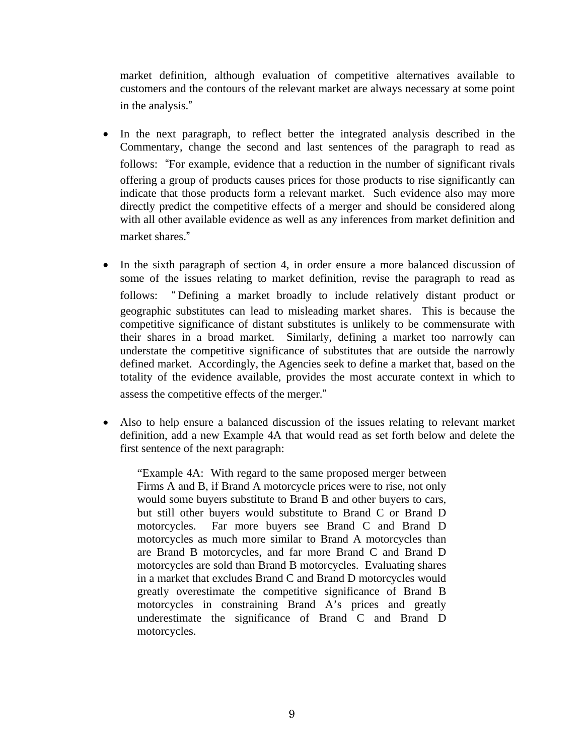market definition, although evaluation of competitive alternatives available to customers and the contours of the relevant market are always necessary at some point in the analysis."

- In the next paragraph, to reflect better the integrated analysis described in the Commentary, change the second and last sentences of the paragraph to read as follows: "For example, evidence that a reduction in the number of significant rivals offering a group of products causes prices for those products to rise significantly can indicate that those products form a relevant market. Such evidence also may more directly predict the competitive effects of a merger and should be considered along with all other available evidence as well as any inferences from market definition and market shares."

- In the sixth paragraph of section 4, in order ensure a more balanced discussion of some of the issues relating to market definition, revise the paragraph to read as follows: "Defining a market broadly to include relatively distant product or geographic substitutes can lead to misleading market shares. This is because the competitive significance of distant substitutes is unlikely to be commensurate with their shares in a broad market. Similarly, defining a market too narrowly can understate the competitive significance of substitutes that are outside the narrowly defined market. Accordingly, the Agencies seek to define a market that, based on the totality of the evidence available, provides the most accurate context in which to assess the competitive effects of the merger."

- Also to help ensure a balanced discussion of the issues relating to relevant market definition, add a new Example 4A that would read as set forth below and delete the first sentence of the next paragraph:

  > "Example 4A: With regard to the same proposed merger between Firms A and B, if Brand A motorcycle prices were to rise, not only would some buyers substitute to Brand B and other buyers to cars, but still other buyers would substitute to Brand C or Brand D motorcycles. Far more buyers see Brand C and Brand D motorcycles as much more similar to Brand A motorcycles than are Brand B motorcycles, and far more Brand C and Brand D motorcycles are sold than Brand B motorcycles. Evaluating shares in a market that excludes Brand C and Brand D motorcycles would greatly overestimate the competitive significance of Brand B motorcycles in constraining Brand A's prices and greatly underestimate the significance of Brand C and Brand D motorcycles.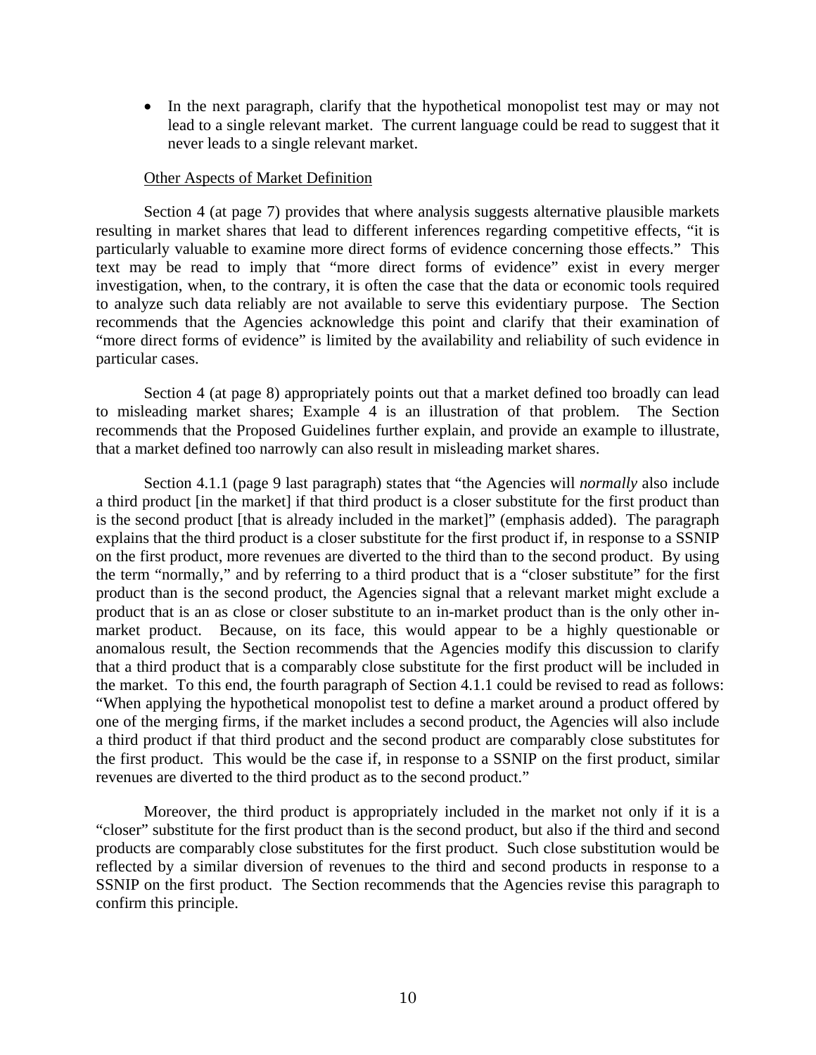- In the next paragraph, clarify that the hypothetical monopolist test may or may not lead to a single relevant market. The current language could be read to suggest that it never leads to a single relevant market.

Other Aspects of Market Definition

Section 4 (at page 7) provides that where analysis suggests alternative plausible markets resulting in market shares that lead to different inferences regarding competitive effects, "it is particularly valuable to examine more direct forms of evidence concerning those effects." This text may be read to imply that "more direct forms of evidence" exist in every merger investigation, when, to the contrary, it is often the case that the data or economic tools required to analyze such data reliably are not available to serve this evidentiary purpose. The Section recommends that the Agencies acknowledge this point and clarify that their examination of "more direct forms of evidence" is limited by the availability and reliability of such evidence in particular cases.

Section 4 (at page 8) appropriately points out that a market defined too broadly can lead to misleading market shares; Example 4 is an illustration of that problem. The Section recommends that the Proposed Guidelines further explain, and provide an example to illustrate, that a market defined too narrowly can also result in misleading market shares.

Section 4.1.1 (page 9 last paragraph) states that "the Agencies will *normally* also include a third product [in the market] if that third product is a closer substitute for the first product than is the second product [that is already included in the market]" (emphasis added). The paragraph explains that the third product is a closer substitute for the first product if, in response to a SSNIP on the first product, more revenues are diverted to the third than to the second product. By using the term "normally," and by referring to a third product that is a "closer substitute" for the first product than is the second product, the Agencies signal that a relevant market might exclude a product that is an as close or closer substitute to an in-market product than is the only other in-market product. Because, on its face, this would appear to be a highly questionable or anomalous result, the Section recommends that the Agencies modify this discussion to clarify that a third product that is a comparably close substitute for the first product will be included in the market. To this end, the fourth paragraph of Section 4.1.1 could be revised to read as follows: "When applying the hypothetical monopolist test to define a market around a product offered by one of the merging firms, if the market includes a second product, the Agencies will also include a third product if that third product and the second product are comparably close substitutes for the first product. This would be the case if, in response to a SSNIP on the first product, similar revenues are diverted to the third product as to the second product."

Moreover, the third product is appropriately included in the market not only if it is a "closer" substitute for the first product than is the second product, but also if the third and second products are comparably close substitutes for the first product. Such close substitution would be reflected by a similar diversion of revenues to the third and second products in response to a SSNIP on the first product. The Section recommends that the Agencies revise this paragraph to confirm this principle.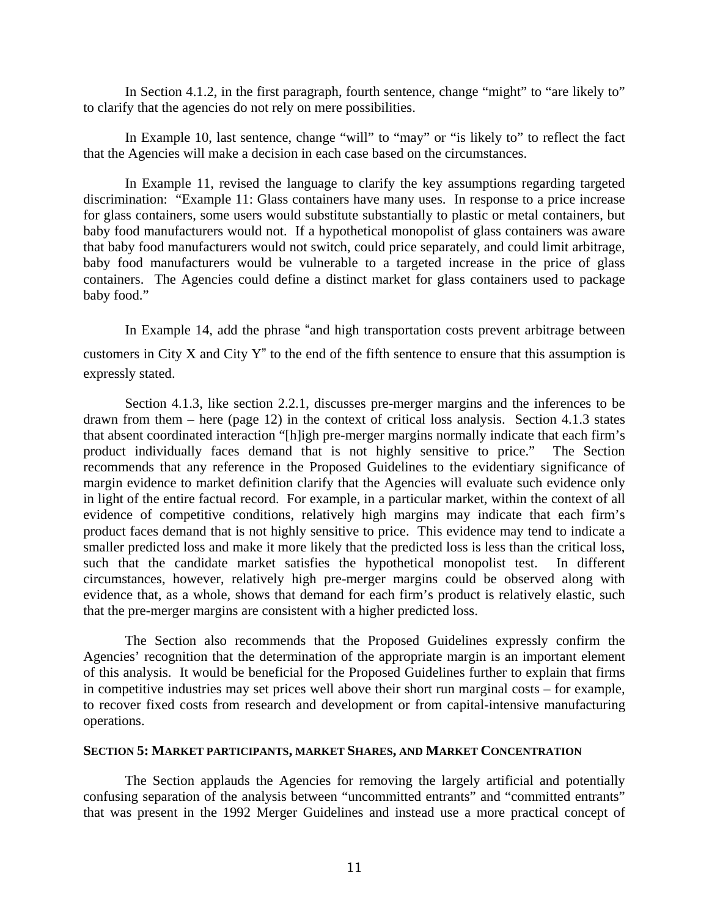In Section 4.1.2, in the first paragraph, fourth sentence, change "might" to "are likely to" to clarify that the agencies do not rely on mere possibilities.

In Example 10, last sentence, change "will" to "may" or "is likely to" to reflect the fact that the Agencies will make a decision in each case based on the circumstances.

In Example 11, revised the language to clarify the key assumptions regarding targeted discrimination: "Example 11: Glass containers have many uses. In response to a price increase for glass containers, some users would substitute substantially to plastic or metal containers, but baby food manufacturers would not. If a hypothetical monopolist of glass containers was aware that baby food manufacturers would not switch, could price separately, and could limit arbitrage, baby food manufacturers would be vulnerable to a targeted increase in the price of glass containers. The Agencies could define a distinct market for glass containers used to package baby food."

In Example 14, add the phrase "and high transportation costs prevent arbitrage between customers in City X and City Y" to the end of the fifth sentence to ensure that this assumption is expressly stated.

Section 4.1.3, like section 2.2.1, discusses pre-merger margins and the inferences to be drawn from them – here (page 12) in the context of critical loss analysis. Section 4.1.3 states that absent coordinated interaction "[h]igh pre-merger margins normally indicate that each firm's product individually faces demand that is not highly sensitive to price." The Section recommends that any reference in the Proposed Guidelines to the evidentiary significance of margin evidence to market definition clarify that the Agencies will evaluate such evidence only in light of the entire factual record. For example, in a particular market, within the context of all evidence of competitive conditions, relatively high margins may indicate that each firm's product faces demand that is not highly sensitive to price. This evidence may tend to indicate a smaller predicted loss and make it more likely that the predicted loss is less than the critical loss, such that the candidate market satisfies the hypothetical monopolist test. In different circumstances, however, relatively high pre-merger margins could be observed along with evidence that, as a whole, shows that demand for each firm's product is relatively elastic, such that the pre-merger margins are consistent with a higher predicted loss.

The Section also recommends that the Proposed Guidelines expressly confirm the Agencies' recognition that the determination of the appropriate margin is an important element of this analysis. It would be beneficial for the Proposed Guidelines further to explain that firms in competitive industries may set prices well above their short run marginal costs – for example, to recover fixed costs from research and development or from capital-intensive manufacturing operations.

## SECTION 5: MARKET PARTICIPANTS, MARKET SHARES, AND MARKET CONCENTRATION

The Section applauds the Agencies for removing the largely artificial and potentially confusing separation of the analysis between "uncommitted entrants" and "committed entrants" that was present in the 1992 Merger Guidelines and instead use a more practical concept of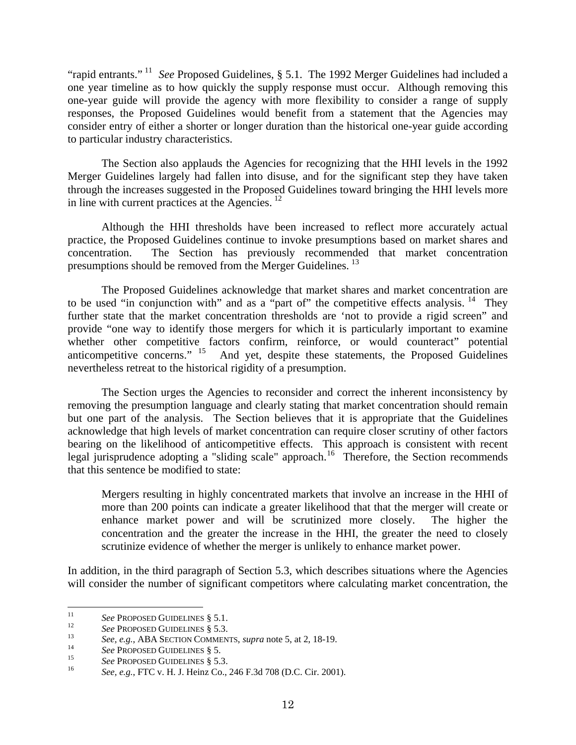"rapid entrants." [11] *See* Proposed Guidelines, § 5.1. The 1992 Merger Guidelines had included a one year timeline as to how quickly the supply response must occur. Although removing this one-year guide will provide the agency with more flexibility to consider a range of supply responses, the Proposed Guidelines would benefit from a statement that the Agencies may consider entry of either a shorter or longer duration than the historical one-year guide according to particular industry characteristics.

The Section also applauds the Agencies for recognizing that the HHI levels in the 1992 Merger Guidelines largely had fallen into disuse, and for the significant step they have taken through the increases suggested in the Proposed Guidelines toward bringing the HHI levels more in line with current practices at the Agencies. [12]

Although the HHI thresholds have been increased to reflect more accurately actual practice, the Proposed Guidelines continue to invoke presumptions based on market shares and concentration. The Section has previously recommended that market concentration presumptions should be removed from the Merger Guidelines. [13]

The Proposed Guidelines acknowledge that market shares and market concentration are to be used "in conjunction with" and as a "part of" the competitive effects analysis. [14] They further state that the market concentration thresholds are 'not to provide a rigid screen" and provide "one way to identify those mergers for which it is particularly important to examine whether other competitive factors confirm, reinforce, or would counteract" potential anticompetitive concerns." [15] And yet, despite these statements, the Proposed Guidelines nevertheless retreat to the historical rigidity of a presumption.

The Section urges the Agencies to reconsider and correct the inherent inconsistency by removing the presumption language and clearly stating that market concentration should remain but one part of the analysis. The Section believes that it is appropriate that the Guidelines acknowledge that high levels of market concentration can require closer scrutiny of other factors bearing on the likelihood of anticompetitive effects. This approach is consistent with recent legal jurisprudence adopting a "sliding scale" approach.[16] Therefore, the Section recommends that this sentence be modified to state:

> Mergers resulting in highly concentrated markets that involve an increase in the HHI of more than 200 points can indicate a greater likelihood that that the merger will create or enhance market power and will be scrutinized more closely. The higher the concentration and the greater the increase in the HHI, the greater the need to closely scrutinize evidence of whether the merger is unlikely to enhance market power.

In addition, in the third paragraph of Section 5.3, which describes situations where the Agencies will consider the number of significant competitors where calculating market concentration, the

---

[11] *See* PROPOSED GUIDELINES § 5.1.

[12] *See* PROPOSED GUIDELINES § 5.3.

[13] *See, e.g.,* ABA SECTION COMMENTS, *supra* note 5, at 2, 18-19.

[14] *See* PROPOSED GUIDELINES § 5.

[15] *See* PROPOSED GUIDELINES § 5.3.

[16] *See, e.g.,* FTC v. H. J. Heinz Co., 246 F.3d 708 (D.C. Cir. 2001).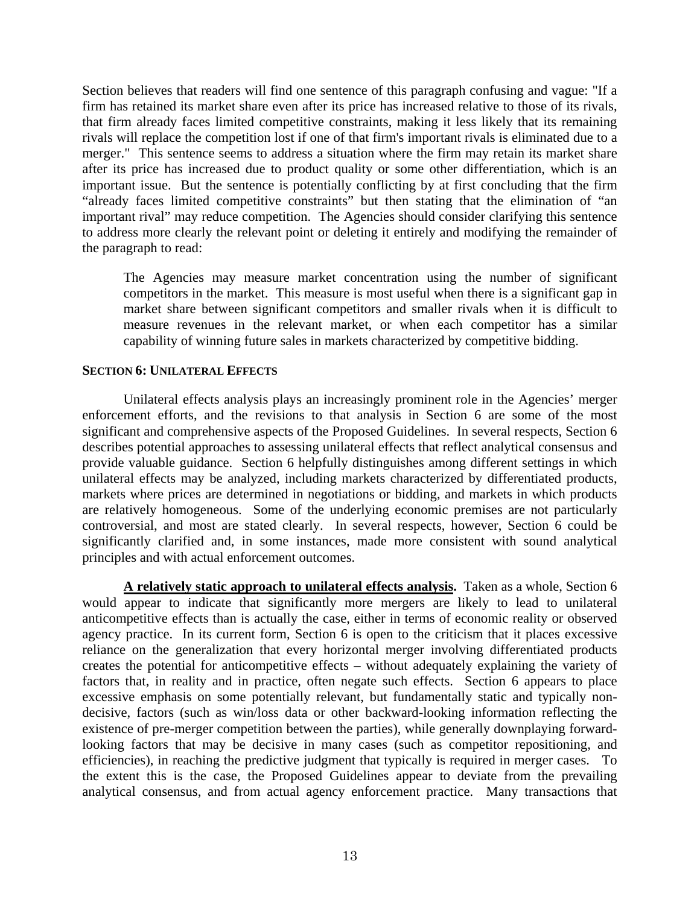Section believes that readers will find one sentence of this paragraph confusing and vague: "If a firm has retained its market share even after its price has increased relative to those of its rivals, that firm already faces limited competitive constraints, making it less likely that its remaining rivals will replace the competition lost if one of that firm's important rivals is eliminated due to a merger." This sentence seems to address a situation where the firm may retain its market share after its price has increased due to product quality or some other differentiation, which is an important issue. But the sentence is potentially conflicting by at first concluding that the firm "already faces limited competitive constraints" but then stating that the elimination of "an important rival" may reduce competition. The Agencies should consider clarifying this sentence to address more clearly the relevant point or deleting it entirely and modifying the remainder of the paragraph to read:

> The Agencies may measure market concentration using the number of significant competitors in the market. This measure is most useful when there is a significant gap in market share between significant competitors and smaller rivals when it is difficult to measure revenues in the relevant market, or when each competitor has a similar capability of winning future sales in markets characterized by competitive bidding.

### SECTION 6: UNILATERAL EFFECTS

Unilateral effects analysis plays an increasingly prominent role in the Agencies' merger enforcement efforts, and the revisions to that analysis in Section 6 are some of the most significant and comprehensive aspects of the Proposed Guidelines. In several respects, Section 6 describes potential approaches to assessing unilateral effects that reflect analytical consensus and provide valuable guidance. Section 6 helpfully distinguishes among different settings in which unilateral effects may be analyzed, including markets characterized by differentiated products, markets where prices are determined in negotiations or bidding, and markets in which products are relatively homogeneous. Some of the underlying economic premises are not particularly controversial, and most are stated clearly. In several respects, however, Section 6 could be significantly clarified and, in some instances, made more consistent with sound analytical principles and with actual enforcement outcomes.

**<u>A relatively static approach to unilateral effects analysis</u>.** Taken as a whole, Section 6 would appear to indicate that significantly more mergers are likely to lead to unilateral anticompetitive effects than is actually the case, either in terms of economic reality or observed agency practice. In its current form, Section 6 is open to the criticism that it places excessive reliance on the generalization that every horizontal merger involving differentiated products creates the potential for anticompetitive effects – without adequately explaining the variety of factors that, in reality and in practice, often negate such effects. Section 6 appears to place excessive emphasis on some potentially relevant, but fundamentally static and typically non-decisive, factors (such as win/loss data or other backward-looking information reflecting the existence of pre-merger competition between the parties), while generally downplaying forward-looking factors that may be decisive in many cases (such as competitor repositioning, and efficiencies), in reaching the predictive judgment that typically is required in merger cases. To the extent this is the case, the Proposed Guidelines appear to deviate from the prevailing analytical consensus, and from actual agency enforcement practice. Many transactions that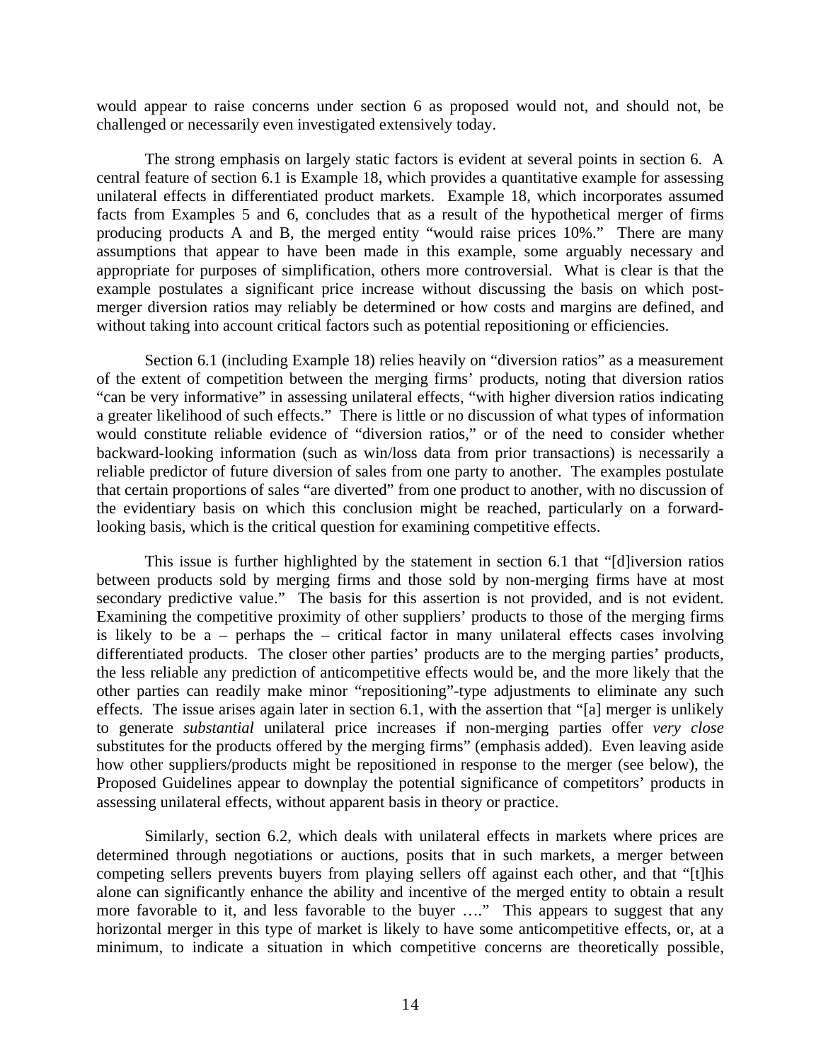would appear to raise concerns under section 6 as proposed would not, and should not, be challenged or necessarily even investigated extensively today.

The strong emphasis on largely static factors is evident at several points in section 6. A central feature of section 6.1 is Example 18, which provides a quantitative example for assessing unilateral effects in differentiated product markets. Example 18, which incorporates assumed facts from Examples 5 and 6, concludes that as a result of the hypothetical merger of firms producing products A and B, the merged entity "would raise prices 10%." There are many assumptions that appear to have been made in this example, some arguably necessary and appropriate for purposes of simplification, others more controversial. What is clear is that the example postulates a significant price increase without discussing the basis on which post-merger diversion ratios may reliably be determined or how costs and margins are defined, and without taking into account critical factors such as potential repositioning or efficiencies.

Section 6.1 (including Example 18) relies heavily on "diversion ratios" as a measurement of the extent of competition between the merging firms' products, noting that diversion ratios "can be very informative" in assessing unilateral effects, "with higher diversion ratios indicating a greater likelihood of such effects." There is little or no discussion of what types of information would constitute reliable evidence of "diversion ratios," or of the need to consider whether backward-looking information (such as win/loss data from prior transactions) is necessarily a reliable predictor of future diversion of sales from one party to another. The examples postulate that certain proportions of sales "are diverted" from one product to another, with no discussion of the evidentiary basis on which this conclusion might be reached, particularly on a forward-looking basis, which is the critical question for examining competitive effects.

This issue is further highlighted by the statement in section 6.1 that "[d]iversion ratios between products sold by merging firms and those sold by non-merging firms have at most secondary predictive value." The basis for this assertion is not provided, and is not evident. Examining the competitive proximity of other suppliers' products to those of the merging firms is likely to be a – perhaps the – critical factor in many unilateral effects cases involving differentiated products. The closer other parties' products are to the merging parties' products, the less reliable any prediction of anticompetitive effects would be, and the more likely that the other parties can readily make minor "repositioning"-type adjustments to eliminate any such effects. The issue arises again later in section 6.1, with the assertion that "[a] merger is unlikely to generate *substantial* unilateral price increases if non-merging parties offer *very close* substitutes for the products offered by the merging firms" (emphasis added). Even leaving aside how other suppliers/products might be repositioned in response to the merger (see below), the Proposed Guidelines appear to downplay the potential significance of competitors' products in assessing unilateral effects, without apparent basis in theory or practice.

Similarly, section 6.2, which deals with unilateral effects in markets where prices are determined through negotiations or auctions, posits that in such markets, a merger between competing sellers prevents buyers from playing sellers off against each other, and that "[t]his alone can significantly enhance the ability and incentive of the merged entity to obtain a result more favorable to it, and less favorable to the buyer …." This appears to suggest that any horizontal merger in this type of market is likely to have some anticompetitive effects, or, at a minimum, to indicate a situation in which competitive concerns are theoretically possible,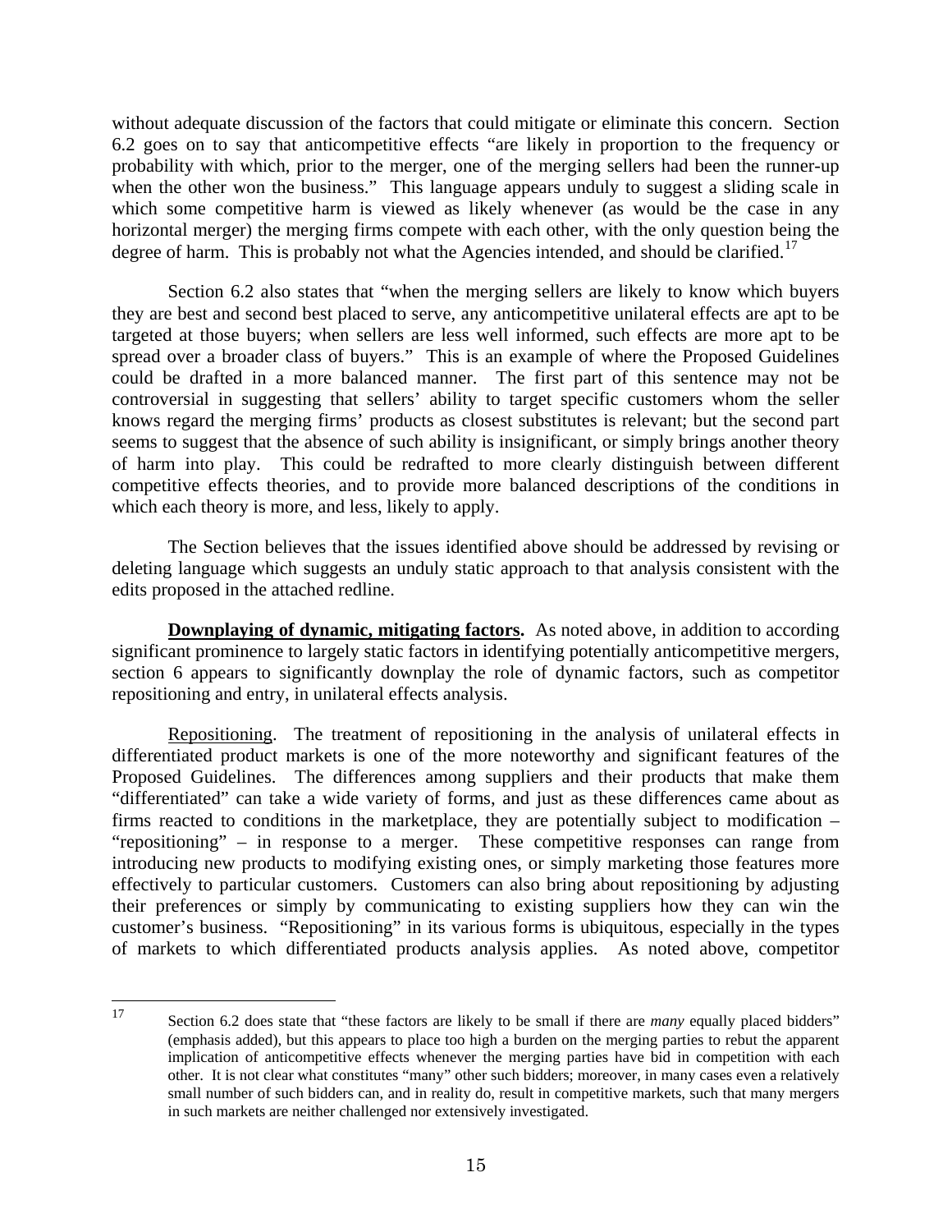without adequate discussion of the factors that could mitigate or eliminate this concern. Section 6.2 goes on to say that anticompetitive effects "are likely in proportion to the frequency or probability with which, prior to the merger, one of the merging sellers had been the runner-up when the other won the business." This language appears unduly to suggest a sliding scale in which some competitive harm is viewed as likely whenever (as would be the case in any horizontal merger) the merging firms compete with each other, with the only question being the degree of harm. This is probably not what the Agencies intended, and should be clarified.[17]

Section 6.2 also states that "when the merging sellers are likely to know which buyers they are best and second best placed to serve, any anticompetitive unilateral effects are apt to be targeted at those buyers; when sellers are less well informed, such effects are more apt to be spread over a broader class of buyers." This is an example of where the Proposed Guidelines could be drafted in a more balanced manner. The first part of this sentence may not be controversial in suggesting that sellers' ability to target specific customers whom the seller knows regard the merging firms' products as closest substitutes is relevant; but the second part seems to suggest that the absence of such ability is insignificant, or simply brings another theory of harm into play. This could be redrafted to more clearly distinguish between different competitive effects theories, and to provide more balanced descriptions of the conditions in which each theory is more, and less, likely to apply.

The Section believes that the issues identified above should be addressed by revising or deleting language which suggests an unduly static approach to that analysis consistent with the edits proposed in the attached redline.

**Downplaying of dynamic, mitigating factors.** As noted above, in addition to according significant prominence to largely static factors in identifying potentially anticompetitive mergers, section 6 appears to significantly downplay the role of dynamic factors, such as competitor repositioning and entry, in unilateral effects analysis.

Repositioning. The treatment of repositioning in the analysis of unilateral effects in differentiated product markets is one of the more noteworthy and significant features of the Proposed Guidelines. The differences among suppliers and their products that make them "differentiated" can take a wide variety of forms, and just as these differences came about as firms reacted to conditions in the marketplace, they are potentially subject to modification – "repositioning" – in response to a merger. These competitive responses can range from introducing new products to modifying existing ones, or simply marketing those features more effectively to particular customers. Customers can also bring about repositioning by adjusting their preferences or simply by communicating to existing suppliers how they can win the customer's business. "Repositioning" in its various forms is ubiquitous, especially in the types of markets to which differentiated products analysis applies. As noted above, competitor

---

[17] Section 6.2 does state that "these factors are likely to be small if there are *many* equally placed bidders" (emphasis added), but this appears to place too high a burden on the merging parties to rebut the apparent implication of anticompetitive effects whenever the merging parties have bid in competition with each other. It is not clear what constitutes "many" other such bidders; moreover, in many cases even a relatively small number of such bidders can, and in reality do, result in competitive markets, such that many mergers in such markets are neither challenged nor extensively investigated.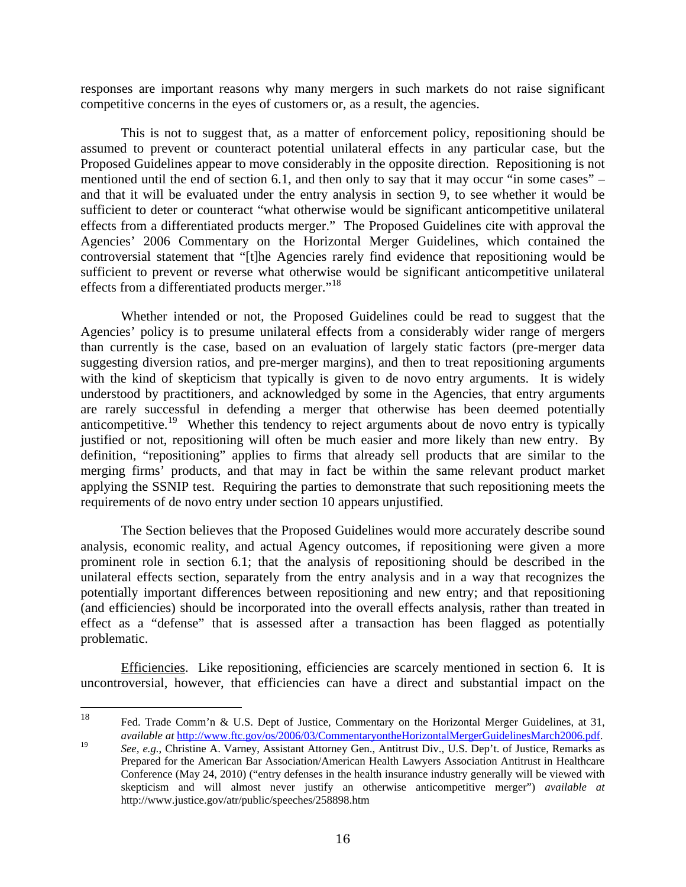responses are important reasons why many mergers in such markets do not raise significant competitive concerns in the eyes of customers or, as a result, the agencies.

This is not to suggest that, as a matter of enforcement policy, repositioning should be assumed to prevent or counteract potential unilateral effects in any particular case, but the Proposed Guidelines appear to move considerably in the opposite direction. Repositioning is not mentioned until the end of section 6.1, and then only to say that it may occur "in some cases" – and that it will be evaluated under the entry analysis in section 9, to see whether it would be sufficient to deter or counteract "what otherwise would be significant anticompetitive unilateral effects from a differentiated products merger." The Proposed Guidelines cite with approval the Agencies' 2006 Commentary on the Horizontal Merger Guidelines, which contained the controversial statement that "[t]he Agencies rarely find evidence that repositioning would be sufficient to prevent or reverse what otherwise would be significant anticompetitive unilateral effects from a differentiated products merger."[18]

Whether intended or not, the Proposed Guidelines could be read to suggest that the Agencies' policy is to presume unilateral effects from a considerably wider range of mergers than currently is the case, based on an evaluation of largely static factors (pre-merger data suggesting diversion ratios, and pre-merger margins), and then to treat repositioning arguments with the kind of skepticism that typically is given to de novo entry arguments. It is widely understood by practitioners, and acknowledged by some in the Agencies, that entry arguments are rarely successful in defending a merger that otherwise has been deemed potentially anticompetitive.[19] Whether this tendency to reject arguments about de novo entry is typically justified or not, repositioning will often be much easier and more likely than new entry. By definition, "repositioning" applies to firms that already sell products that are similar to the merging firms' products, and that may in fact be within the same relevant product market applying the SSNIP test. Requiring the parties to demonstrate that such repositioning meets the requirements of de novo entry under section 10 appears unjustified.

The Section believes that the Proposed Guidelines would more accurately describe sound analysis, economic reality, and actual Agency outcomes, if repositioning were given a more prominent role in section 6.1; that the analysis of repositioning should be described in the unilateral effects section, separately from the entry analysis and in a way that recognizes the potentially important differences between repositioning and new entry; and that repositioning (and efficiencies) should be incorporated into the overall effects analysis, rather than treated in effect as a "defense" that is assessed after a transaction has been flagged as potentially problematic.

Efficiencies. Like repositioning, efficiencies are scarcely mentioned in section 6. It is uncontroversial, however, that efficiencies can have a direct and substantial impact on the

---

[18] Fed. Trade Comm'n & U.S. Dept of Justice, Commentary on the Horizontal Merger Guidelines, at 31, *available at* http://www.ftc.gov/os/2006/03/CommentaryontheHorizontalMergerGuidelinesMarch2006.pdf.

[19] *See, e.g.*, Christine A. Varney, Assistant Attorney Gen., Antitrust Div., U.S. Dep't. of Justice, Remarks as Prepared for the American Bar Association/American Health Lawyers Association Antitrust in Healthcare Conference (May 24, 2010) ("entry defenses in the health insurance industry generally will be viewed with skepticism and will almost never justify an otherwise anticompetitive merger") *available at* http://www.justice.gov/atr/public/speeches/258898.htm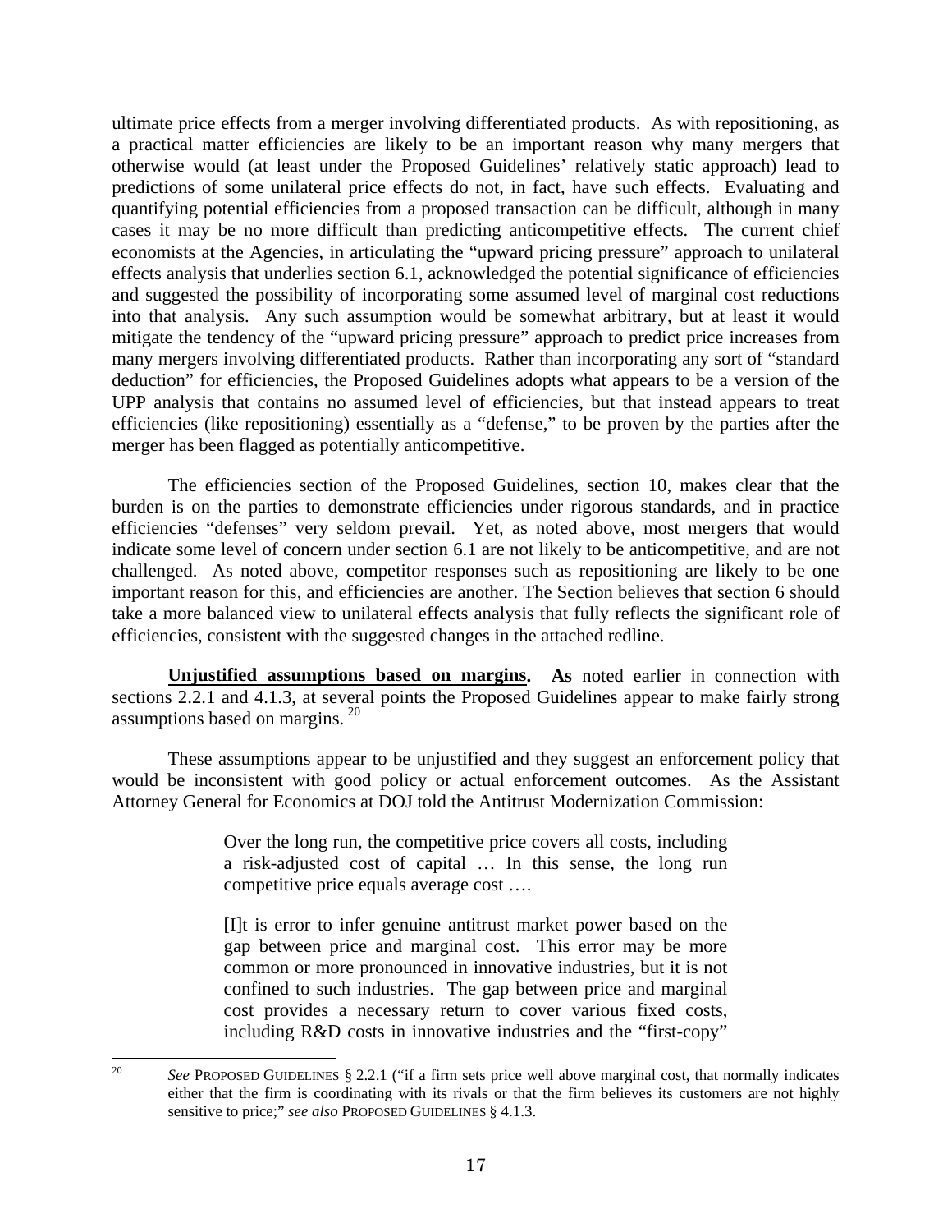ultimate price effects from a merger involving differentiated products. As with repositioning, as a practical matter efficiencies are likely to be an important reason why many mergers that otherwise would (at least under the Proposed Guidelines' relatively static approach) lead to predictions of some unilateral price effects do not, in fact, have such effects. Evaluating and quantifying potential efficiencies from a proposed transaction can be difficult, although in many cases it may be no more difficult than predicting anticompetitive effects. The current chief economists at the Agencies, in articulating the "upward pricing pressure" approach to unilateral effects analysis that underlies section 6.1, acknowledged the potential significance of efficiencies and suggested the possibility of incorporating some assumed level of marginal cost reductions into that analysis. Any such assumption would be somewhat arbitrary, but at least it would mitigate the tendency of the "upward pricing pressure" approach to predict price increases from many mergers involving differentiated products. Rather than incorporating any sort of "standard deduction" for efficiencies, the Proposed Guidelines adopts what appears to be a version of the UPP analysis that contains no assumed level of efficiencies, but that instead appears to treat efficiencies (like repositioning) essentially as a "defense," to be proven by the parties after the merger has been flagged as potentially anticompetitive.

The efficiencies section of the Proposed Guidelines, section 10, makes clear that the burden is on the parties to demonstrate efficiencies under rigorous standards, and in practice efficiencies "defenses" very seldom prevail. Yet, as noted above, most mergers that would indicate some level of concern under section 6.1 are not likely to be anticompetitive, and are not challenged. As noted above, competitor responses such as repositioning are likely to be one important reason for this, and efficiencies are another. The Section believes that section 6 should take a more balanced view to unilateral effects analysis that fully reflects the significant role of efficiencies, consistent with the suggested changes in the attached redline.

**Unjustified assumptions based on margins.** **As** noted earlier in connection with sections 2.2.1 and 4.1.3, at several points the Proposed Guidelines appear to make fairly strong assumptions based on margins.[20]

These assumptions appear to be unjustified and they suggest an enforcement policy that would be inconsistent with good policy or actual enforcement outcomes. As the Assistant Attorney General for Economics at DOJ told the Antitrust Modernization Commission:

> Over the long run, the competitive price covers all costs, including a risk-adjusted cost of capital … In this sense, the long run competitive price equals average cost ….
>
> [I]t is error to infer genuine antitrust market power based on the gap between price and marginal cost. This error may be more common or more pronounced in innovative industries, but it is not confined to such industries. The gap between price and marginal cost provides a necessary return to cover various fixed costs, including R&D costs in innovative industries and the "first-copy"

---

[20] *See* PROPOSED GUIDELINES § 2.2.1 ("if a firm sets price well above marginal cost, that normally indicates either that the firm is coordinating with its rivals or that the firm believes its customers are not highly sensitive to price;" *see also* PROPOSED GUIDELINES § 4.1.3.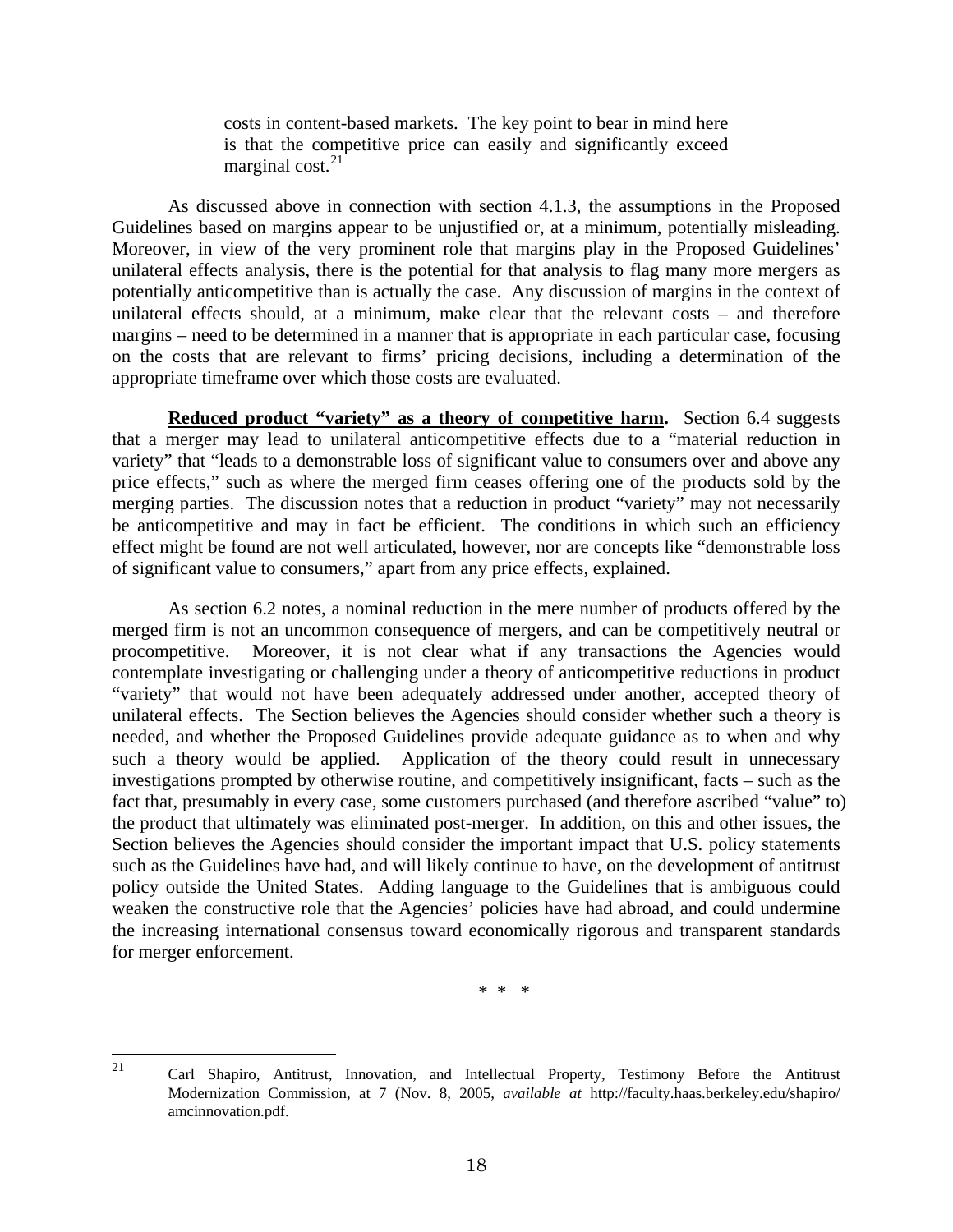> costs in content-based markets. The key point to bear in mind here is that the competitive price can easily and significantly exceed marginal cost.[21]

As discussed above in connection with section 4.1.3, the assumptions in the Proposed Guidelines based on margins appear to be unjustified or, at a minimum, potentially misleading. Moreover, in view of the very prominent role that margins play in the Proposed Guidelines' unilateral effects analysis, there is the potential for that analysis to flag many more mergers as potentially anticompetitive than is actually the case. Any discussion of margins in the context of unilateral effects should, at a minimum, make clear that the relevant costs – and therefore margins – need to be determined in a manner that is appropriate in each particular case, focusing on the costs that are relevant to firms' pricing decisions, including a determination of the appropriate timeframe over which those costs are evaluated.

**Reduced product "variety" as a theory of competitive harm.** Section 6.4 suggests that a merger may lead to unilateral anticompetitive effects due to a "material reduction in variety" that "leads to a demonstrable loss of significant value to consumers over and above any price effects," such as where the merged firm ceases offering one of the products sold by the merging parties. The discussion notes that a reduction in product "variety" may not necessarily be anticompetitive and may in fact be efficient. The conditions in which such an efficiency effect might be found are not well articulated, however, nor are concepts like "demonstrable loss of significant value to consumers," apart from any price effects, explained.

As section 6.2 notes, a nominal reduction in the mere number of products offered by the merged firm is not an uncommon consequence of mergers, and can be competitively neutral or procompetitive. Moreover, it is not clear what if any transactions the Agencies would contemplate investigating or challenging under a theory of anticompetitive reductions in product "variety" that would not have been adequately addressed under another, accepted theory of unilateral effects. The Section believes the Agencies should consider whether such a theory is needed, and whether the Proposed Guidelines provide adequate guidance as to when and why such a theory would be applied. Application of the theory could result in unnecessary investigations prompted by otherwise routine, and competitively insignificant, facts – such as the fact that, presumably in every case, some customers purchased (and therefore ascribed "value" to) the product that ultimately was eliminated post-merger. In addition, on this and other issues, the Section believes the Agencies should consider the important impact that U.S. policy statements such as the Guidelines have had, and will likely continue to have, on the development of antitrust policy outside the United States. Adding language to the Guidelines that is ambiguous could weaken the constructive role that the Agencies' policies have had abroad, and could undermine the increasing international consensus toward economically rigorous and transparent standards for merger enforcement.

\* \* \*

---

[21] Carl Shapiro, Antitrust, Innovation, and Intellectual Property, Testimony Before the Antitrust Modernization Commission, at 7 (Nov. 8, 2005, *available at* http://faculty.haas.berkeley.edu/shapiro/amcinnovation.pdf.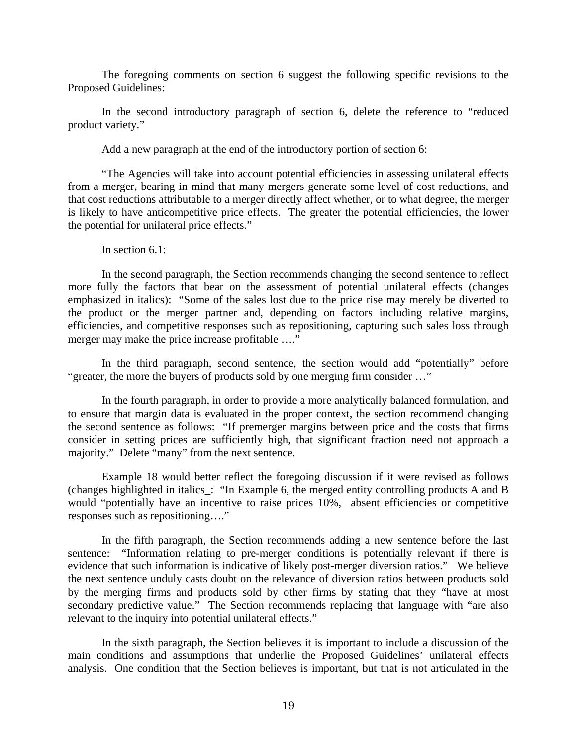The foregoing comments on section 6 suggest the following specific revisions to the Proposed Guidelines:

In the second introductory paragraph of section 6, delete the reference to "reduced product variety."

Add a new paragraph at the end of the introductory portion of section 6:

"The Agencies will take into account potential efficiencies in assessing unilateral effects from a merger, bearing in mind that many mergers generate some level of cost reductions, and that cost reductions attributable to a merger directly affect whether, or to what degree, the merger is likely to have anticompetitive price effects. The greater the potential efficiencies, the lower the potential for unilateral price effects."

In section 6.1:

In the second paragraph, the Section recommends changing the second sentence to reflect more fully the factors that bear on the assessment of potential unilateral effects (changes emphasized in italics): "Some of the sales lost due to the price rise may merely be diverted to the product or the merger partner and, depending on factors including relative margins, efficiencies, and competitive responses such as repositioning, capturing such sales loss through merger may make the price increase profitable …."

In the third paragraph, second sentence, the section would add "potentially" before "greater, the more the buyers of products sold by one merging firm consider …"

In the fourth paragraph, in order to provide a more analytically balanced formulation, and to ensure that margin data is evaluated in the proper context, the section recommend changing the second sentence as follows: "If premerger margins between price and the costs that firms consider in setting prices are sufficiently high, that significant fraction need not approach a majority." Delete "many" from the next sentence.

Example 18 would better reflect the foregoing discussion if it were revised as follows (changes highlighted in italics_: "In Example 6, the merged entity controlling products A and B would "potentially have an incentive to raise prices 10%, absent efficiencies or competitive responses such as repositioning…."

In the fifth paragraph, the Section recommends adding a new sentence before the last sentence: "Information relating to pre-merger conditions is potentially relevant if there is evidence that such information is indicative of likely post-merger diversion ratios." We believe the next sentence unduly casts doubt on the relevance of diversion ratios between products sold by the merging firms and products sold by other firms by stating that they "have at most secondary predictive value." The Section recommends replacing that language with "are also relevant to the inquiry into potential unilateral effects."

In the sixth paragraph, the Section believes it is important to include a discussion of the main conditions and assumptions that underlie the Proposed Guidelines' unilateral effects analysis. One condition that the Section believes is important, but that is not articulated in the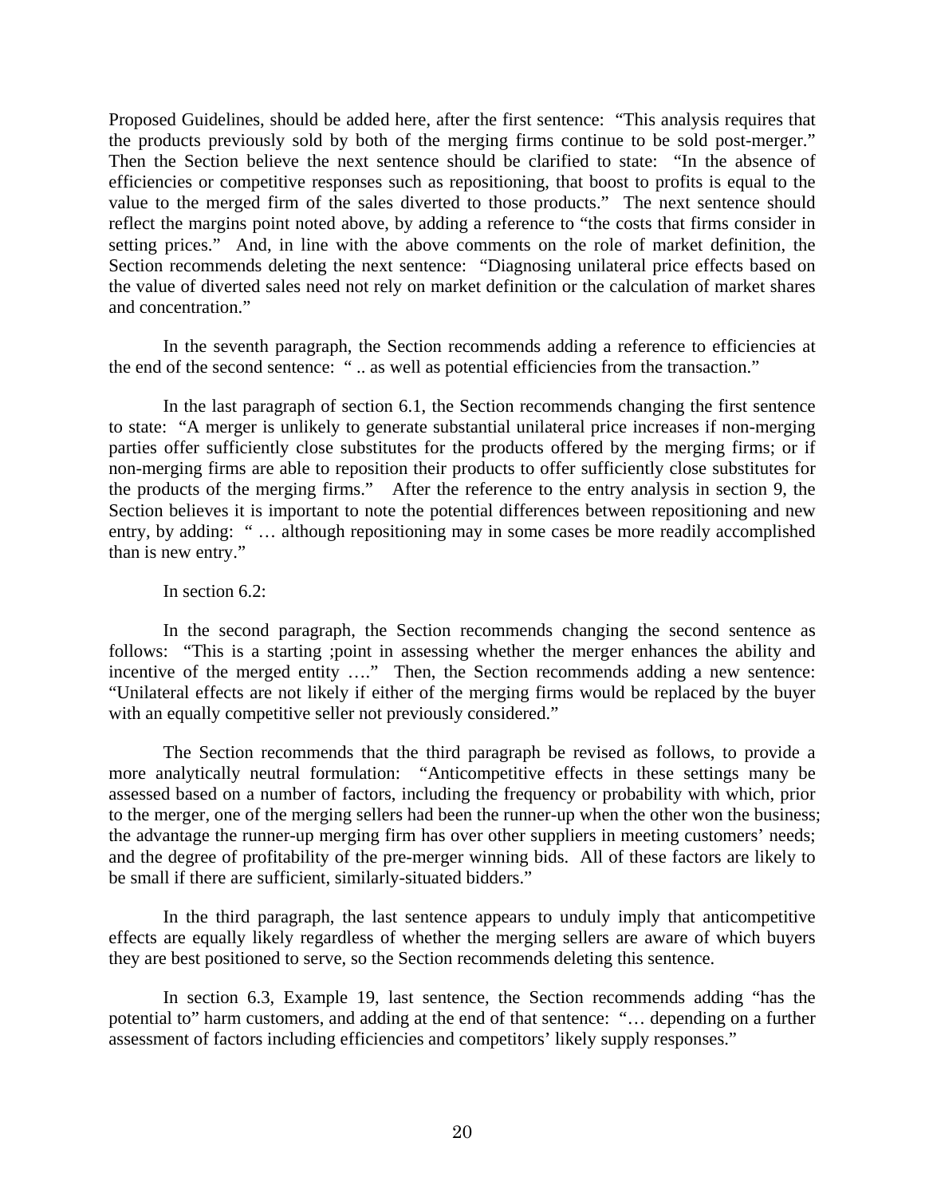Proposed Guidelines, should be added here, after the first sentence: "This analysis requires that the products previously sold by both of the merging firms continue to be sold post-merger." Then the Section believe the next sentence should be clarified to state: "In the absence of efficiencies or competitive responses such as repositioning, that boost to profits is equal to the value to the merged firm of the sales diverted to those products." The next sentence should reflect the margins point noted above, by adding a reference to "the costs that firms consider in setting prices." And, in line with the above comments on the role of market definition, the Section recommends deleting the next sentence: "Diagnosing unilateral price effects based on the value of diverted sales need not rely on market definition or the calculation of market shares and concentration."

In the seventh paragraph, the Section recommends adding a reference to efficiencies at the end of the second sentence: " .. as well as potential efficiencies from the transaction."

In the last paragraph of section 6.1, the Section recommends changing the first sentence to state: "A merger is unlikely to generate substantial unilateral price increases if non-merging parties offer sufficiently close substitutes for the products offered by the merging firms; or if non-merging firms are able to reposition their products to offer sufficiently close substitutes for the products of the merging firms." After the reference to the entry analysis in section 9, the Section believes it is important to note the potential differences between repositioning and new entry, by adding: " … although repositioning may in some cases be more readily accomplished than is new entry."

In section 6.2:

In the second paragraph, the Section recommends changing the second sentence as follows: "This is a starting ;point in assessing whether the merger enhances the ability and incentive of the merged entity …." Then, the Section recommends adding a new sentence: "Unilateral effects are not likely if either of the merging firms would be replaced by the buyer with an equally competitive seller not previously considered."

The Section recommends that the third paragraph be revised as follows, to provide a more analytically neutral formulation: "Anticompetitive effects in these settings many be assessed based on a number of factors, including the frequency or probability with which, prior to the merger, one of the merging sellers had been the runner-up when the other won the business; the advantage the runner-up merging firm has over other suppliers in meeting customers' needs; and the degree of profitability of the pre-merger winning bids. All of these factors are likely to be small if there are sufficient, similarly-situated bidders."

In the third paragraph, the last sentence appears to unduly imply that anticompetitive effects are equally likely regardless of whether the merging sellers are aware of which buyers they are best positioned to serve, so the Section recommends deleting this sentence.

In section 6.3, Example 19, last sentence, the Section recommends adding "has the potential to" harm customers, and adding at the end of that sentence: "… depending on a further assessment of factors including efficiencies and competitors' likely supply responses."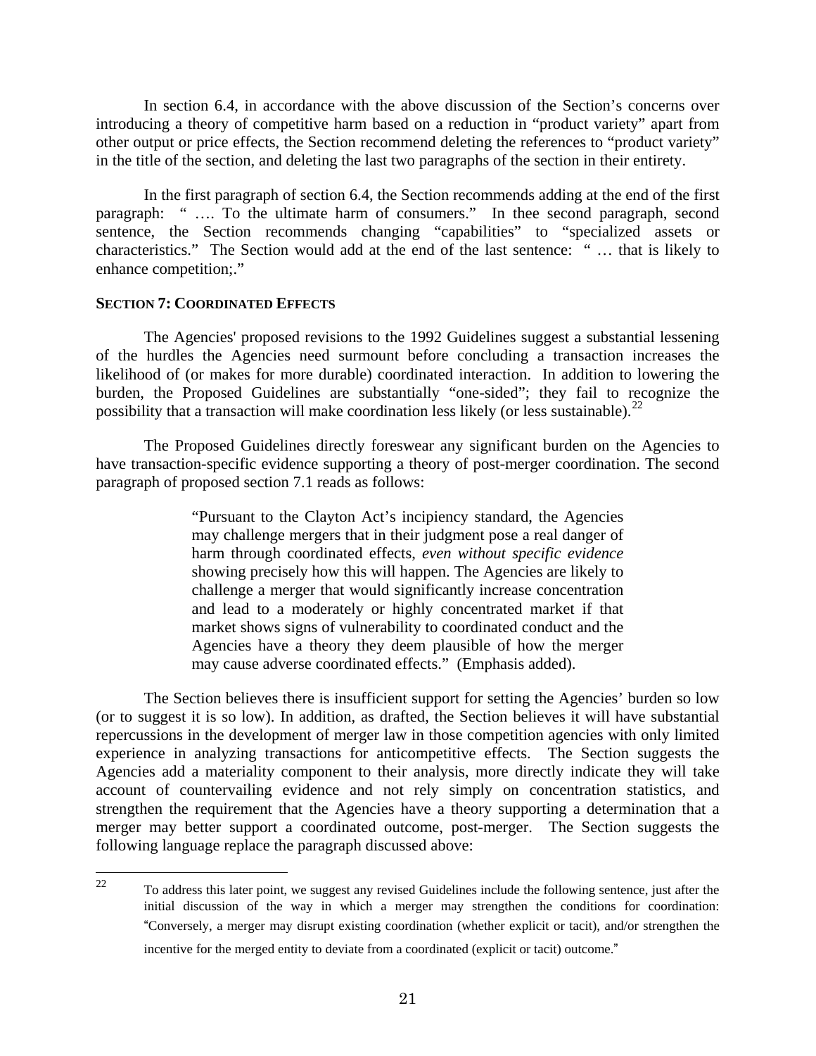In section 6.4, in accordance with the above discussion of the Section's concerns over introducing a theory of competitive harm based on a reduction in "product variety" apart from other output or price effects, the Section recommend deleting the references to "product variety" in the title of the section, and deleting the last two paragraphs of the section in their entirety.

In the first paragraph of section 6.4, the Section recommends adding at the end of the first paragraph: " …. To the ultimate harm of consumers." In thee second paragraph, second sentence, the Section recommends changing "capabilities" to "specialized assets or characteristics." The Section would add at the end of the last sentence: " … that is likely to enhance competition;."

**SECTION 7: COORDINATED EFFECTS**

The Agencies' proposed revisions to the 1992 Guidelines suggest a substantial lessening of the hurdles the Agencies need surmount before concluding a transaction increases the likelihood of (or makes for more durable) coordinated interaction. In addition to lowering the burden, the Proposed Guidelines are substantially "one-sided"; they fail to recognize the possibility that a transaction will make coordination less likely (or less sustainable).[22]

The Proposed Guidelines directly foreswear any significant burden on the Agencies to have transaction-specific evidence supporting a theory of post-merger coordination. The second paragraph of proposed section 7.1 reads as follows:

> "Pursuant to the Clayton Act's incipiency standard, the Agencies may challenge mergers that in their judgment pose a real danger of harm through coordinated effects, *even without specific evidence* showing precisely how this will happen. The Agencies are likely to challenge a merger that would significantly increase concentration and lead to a moderately or highly concentrated market if that market shows signs of vulnerability to coordinated conduct and the Agencies have a theory they deem plausible of how the merger may cause adverse coordinated effects." (Emphasis added).

The Section believes there is insufficient support for setting the Agencies' burden so low (or to suggest it is so low). In addition, as drafted, the Section believes it will have substantial repercussions in the development of merger law in those competition agencies with only limited experience in analyzing transactions for anticompetitive effects. The Section suggests the Agencies add a materiality component to their analysis, more directly indicate they will take account of countervailing evidence and not rely simply on concentration statistics, and strengthen the requirement that the Agencies have a theory supporting a determination that a merger may better support a coordinated outcome, post-merger. The Section suggests the following language replace the paragraph discussed above:

[22] To address this later point, we suggest any revised Guidelines include the following sentence, just after the initial discussion of the way in which a merger may strengthen the conditions for coordination: "Conversely, a merger may disrupt existing coordination (whether explicit or tacit), and/or strengthen the incentive for the merged entity to deviate from a coordinated (explicit or tacit) outcome."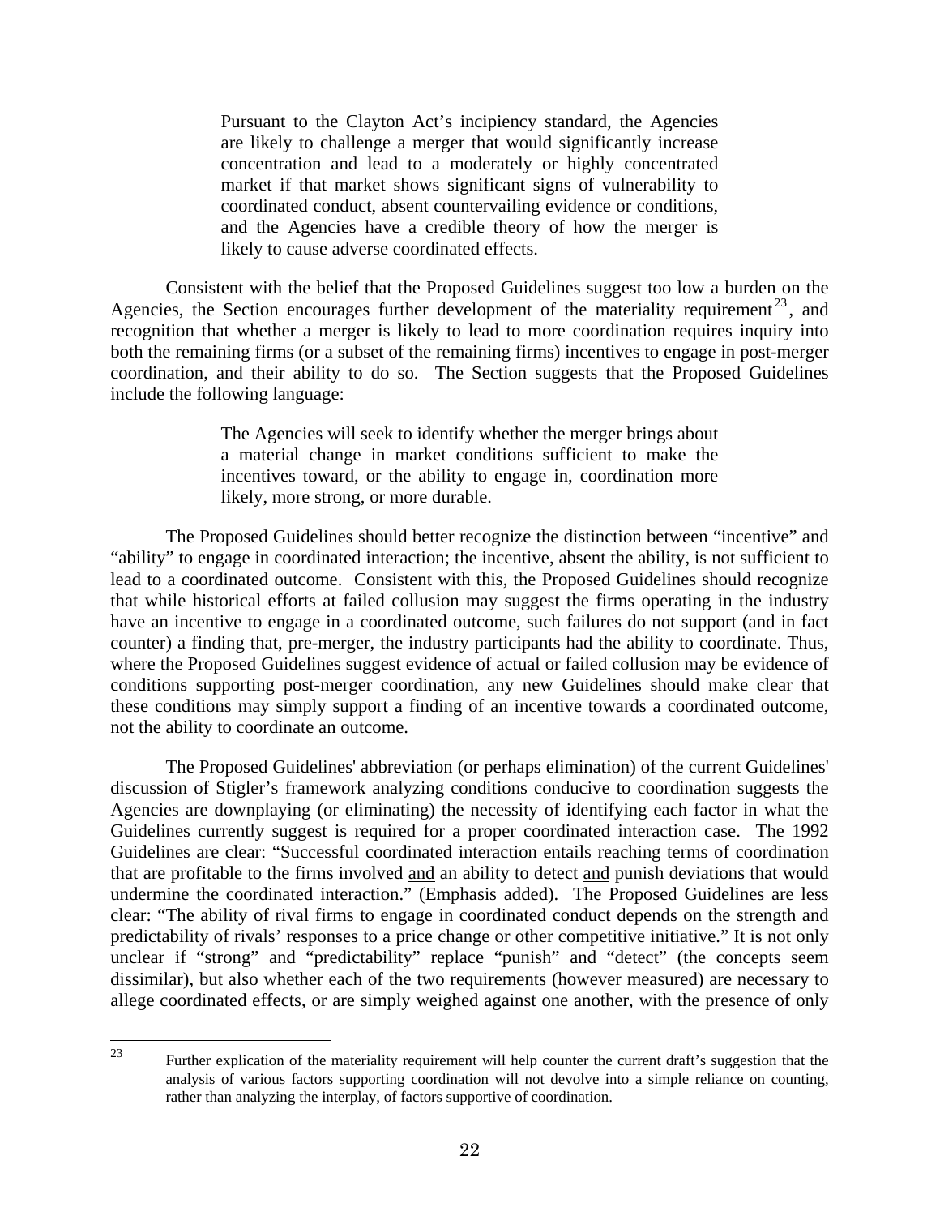> Pursuant to the Clayton Act's incipiency standard, the Agencies are likely to challenge a merger that would significantly increase concentration and lead to a moderately or highly concentrated market if that market shows significant signs of vulnerability to coordinated conduct, absent countervailing evidence or conditions, and the Agencies have a credible theory of how the merger is likely to cause adverse coordinated effects.

Consistent with the belief that the Proposed Guidelines suggest too low a burden on the Agencies, the Section encourages further development of the materiality requirement[23], and recognition that whether a merger is likely to lead to more coordination requires inquiry into both the remaining firms (or a subset of the remaining firms) incentives to engage in post-merger coordination, and their ability to do so. The Section suggests that the Proposed Guidelines include the following language:

> The Agencies will seek to identify whether the merger brings about a material change in market conditions sufficient to make the incentives toward, or the ability to engage in, coordination more likely, more strong, or more durable.

The Proposed Guidelines should better recognize the distinction between "incentive" and "ability" to engage in coordinated interaction; the incentive, absent the ability, is not sufficient to lead to a coordinated outcome. Consistent with this, the Proposed Guidelines should recognize that while historical efforts at failed collusion may suggest the firms operating in the industry have an incentive to engage in a coordinated outcome, such failures do not support (and in fact counter) a finding that, pre-merger, the industry participants had the ability to coordinate. Thus, where the Proposed Guidelines suggest evidence of actual or failed collusion may be evidence of conditions supporting post-merger coordination, any new Guidelines should make clear that these conditions may simply support a finding of an incentive towards a coordinated outcome, not the ability to coordinate an outcome.

The Proposed Guidelines' abbreviation (or perhaps elimination) of the current Guidelines' discussion of Stigler's framework analyzing conditions conducive to coordination suggests the Agencies are downplaying (or eliminating) the necessity of identifying each factor in what the Guidelines currently suggest is required for a proper coordinated interaction case. The 1992 Guidelines are clear: "Successful coordinated interaction entails reaching terms of coordination that are profitable to the firms involved <u>and</u> an ability to detect <u>and</u> punish deviations that would undermine the coordinated interaction." (Emphasis added). The Proposed Guidelines are less clear: "The ability of rival firms to engage in coordinated conduct depends on the strength and predictability of rivals' responses to a price change or other competitive initiative." It is not only unclear if "strong" and "predictability" replace "punish" and "detect" (the concepts seem dissimilar), but also whether each of the two requirements (however measured) are necessary to allege coordinated effects, or are simply weighed against one another, with the presence of only

---

[23] Further explication of the materiality requirement will help counter the current draft's suggestion that the analysis of various factors supporting coordination will not devolve into a simple reliance on counting, rather than analyzing the interplay, of factors supportive of coordination.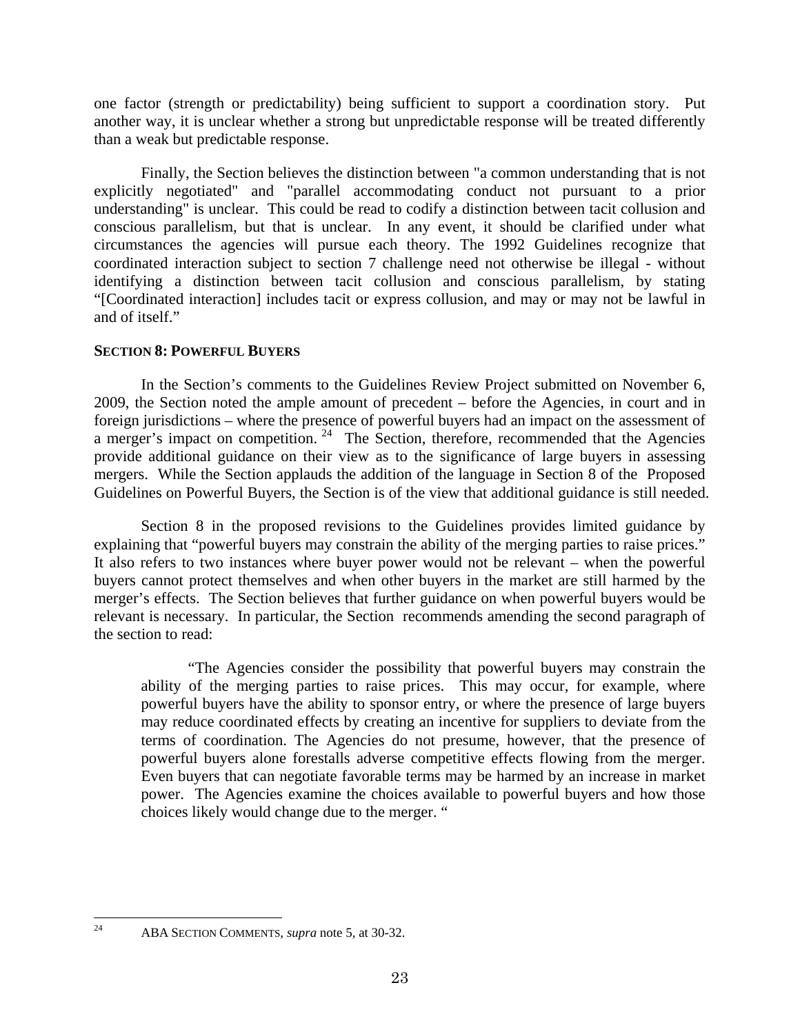one factor (strength or predictability) being sufficient to support a coordination story. Put another way, it is unclear whether a strong but unpredictable response will be treated differently than a weak but predictable response.

Finally, the Section believes the distinction between "a common understanding that is not explicitly negotiated" and "parallel accommodating conduct not pursuant to a prior understanding" is unclear. This could be read to codify a distinction between tacit collusion and conscious parallelism, but that is unclear. In any event, it should be clarified under what circumstances the agencies will pursue each theory. The 1992 Guidelines recognize that coordinated interaction subject to section 7 challenge need not otherwise be illegal - without identifying a distinction between tacit collusion and conscious parallelism, by stating "[Coordinated interaction] includes tacit or express collusion, and may or may not be lawful in and of itself."

**SECTION 8: POWERFUL BUYERS**

In the Section's comments to the Guidelines Review Project submitted on November 6, 2009, the Section noted the ample amount of precedent – before the Agencies, in court and in foreign jurisdictions – where the presence of powerful buyers had an impact on the assessment of a merger's impact on competition.[24] The Section, therefore, recommended that the Agencies provide additional guidance on their view as to the significance of large buyers in assessing mergers. While the Section applauds the addition of the language in Section 8 of the Proposed Guidelines on Powerful Buyers, the Section is of the view that additional guidance is still needed.

Section 8 in the proposed revisions to the Guidelines provides limited guidance by explaining that "powerful buyers may constrain the ability of the merging parties to raise prices." It also refers to two instances where buyer power would not be relevant – when the powerful buyers cannot protect themselves and when other buyers in the market are still harmed by the merger's effects. The Section believes that further guidance on when powerful buyers would be relevant is necessary. In particular, the Section recommends amending the second paragraph of the section to read:

> "The Agencies consider the possibility that powerful buyers may constrain the ability of the merging parties to raise prices. This may occur, for example, where powerful buyers have the ability to sponsor entry, or where the presence of large buyers may reduce coordinated effects by creating an incentive for suppliers to deviate from the terms of coordination. The Agencies do not presume, however, that the presence of powerful buyers alone forestalls adverse competitive effects flowing from the merger. Even buyers that can negotiate favorable terms may be harmed by an increase in market power. The Agencies examine the choices available to powerful buyers and how those choices likely would change due to the merger. "

---

[24] ABA SECTION COMMENTS, *supra* note 5, at 30-32.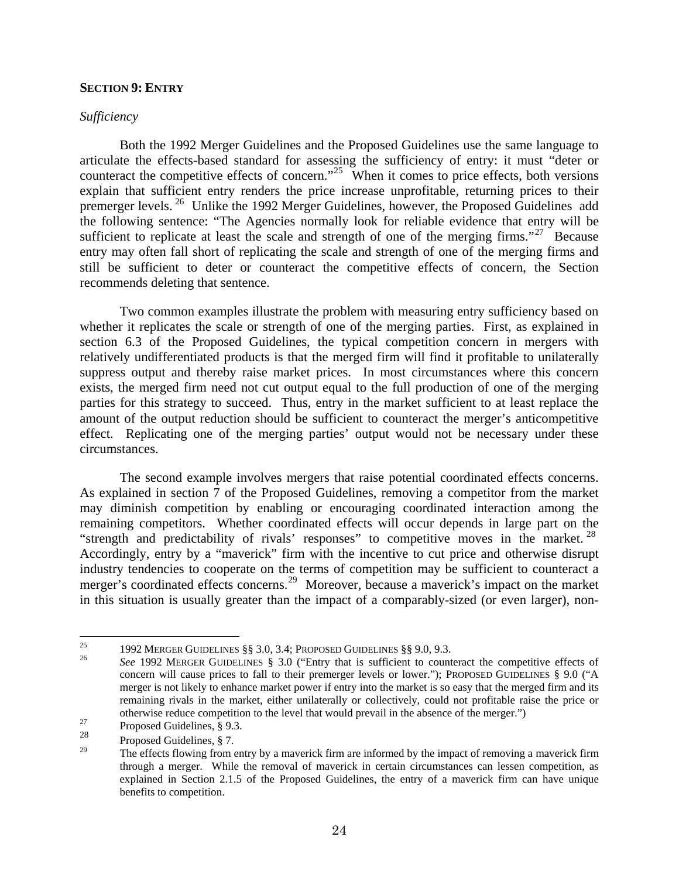## SECTION 9: ENTRY

*Sufficiency*

Both the 1992 Merger Guidelines and the Proposed Guidelines use the same language to articulate the effects-based standard for assessing the sufficiency of entry: it must "deter or counteract the competitive effects of concern."[25] When it comes to price effects, both versions explain that sufficient entry renders the price increase unprofitable, returning prices to their premerger levels.[26] Unlike the 1992 Merger Guidelines, however, the Proposed Guidelines add the following sentence: "The Agencies normally look for reliable evidence that entry will be sufficient to replicate at least the scale and strength of one of the merging firms."[27] Because entry may often fall short of replicating the scale and strength of one of the merging firms and still be sufficient to deter or counteract the competitive effects of concern, the Section recommends deleting that sentence.

Two common examples illustrate the problem with measuring entry sufficiency based on whether it replicates the scale or strength of one of the merging parties. First, as explained in section 6.3 of the Proposed Guidelines, the typical competition concern in mergers with relatively undifferentiated products is that the merged firm will find it profitable to unilaterally suppress output and thereby raise market prices. In most circumstances where this concern exists, the merged firm need not cut output equal to the full production of one of the merging parties for this strategy to succeed. Thus, entry in the market sufficient to at least replace the amount of the output reduction should be sufficient to counteract the merger's anticompetitive effect. Replicating one of the merging parties' output would not be necessary under these circumstances.

The second example involves mergers that raise potential coordinated effects concerns. As explained in section 7 of the Proposed Guidelines, removing a competitor from the market may diminish competition by enabling or encouraging coordinated interaction among the remaining competitors. Whether coordinated effects will occur depends in large part on the "strength and predictability of rivals' responses" to competitive moves in the market.[28] Accordingly, entry by a "maverick" firm with the incentive to cut price and otherwise disrupt industry tendencies to cooperate on the terms of competition may be sufficient to counteract a merger's coordinated effects concerns.[29] Moreover, because a maverick's impact on the market in this situation is usually greater than the impact of a comparably-sized (or even larger), non-

---

[25] 1992 MERGER GUIDELINES §§ 3.0, 3.4; PROPOSED GUIDELINES §§ 9.0, 9.3.

[26] *See* 1992 MERGER GUIDELINES § 3.0 ("Entry that is sufficient to counteract the competitive effects of concern will cause prices to fall to their premerger levels or lower."); PROPOSED GUIDELINES § 9.0 ("A merger is not likely to enhance market power if entry into the market is so easy that the merged firm and its remaining rivals in the market, either unilaterally or collectively, could not profitable raise the price or otherwise reduce competition to the level that would prevail in the absence of the merger.")

[27] Proposed Guidelines, § 9.3.

[28] Proposed Guidelines, § 7.

[29] The effects flowing from entry by a maverick firm are informed by the impact of removing a maverick firm through a merger. While the removal of maverick in certain circumstances can lessen competition, as explained in Section 2.1.5 of the Proposed Guidelines, the entry of a maverick firm can have unique benefits to competition.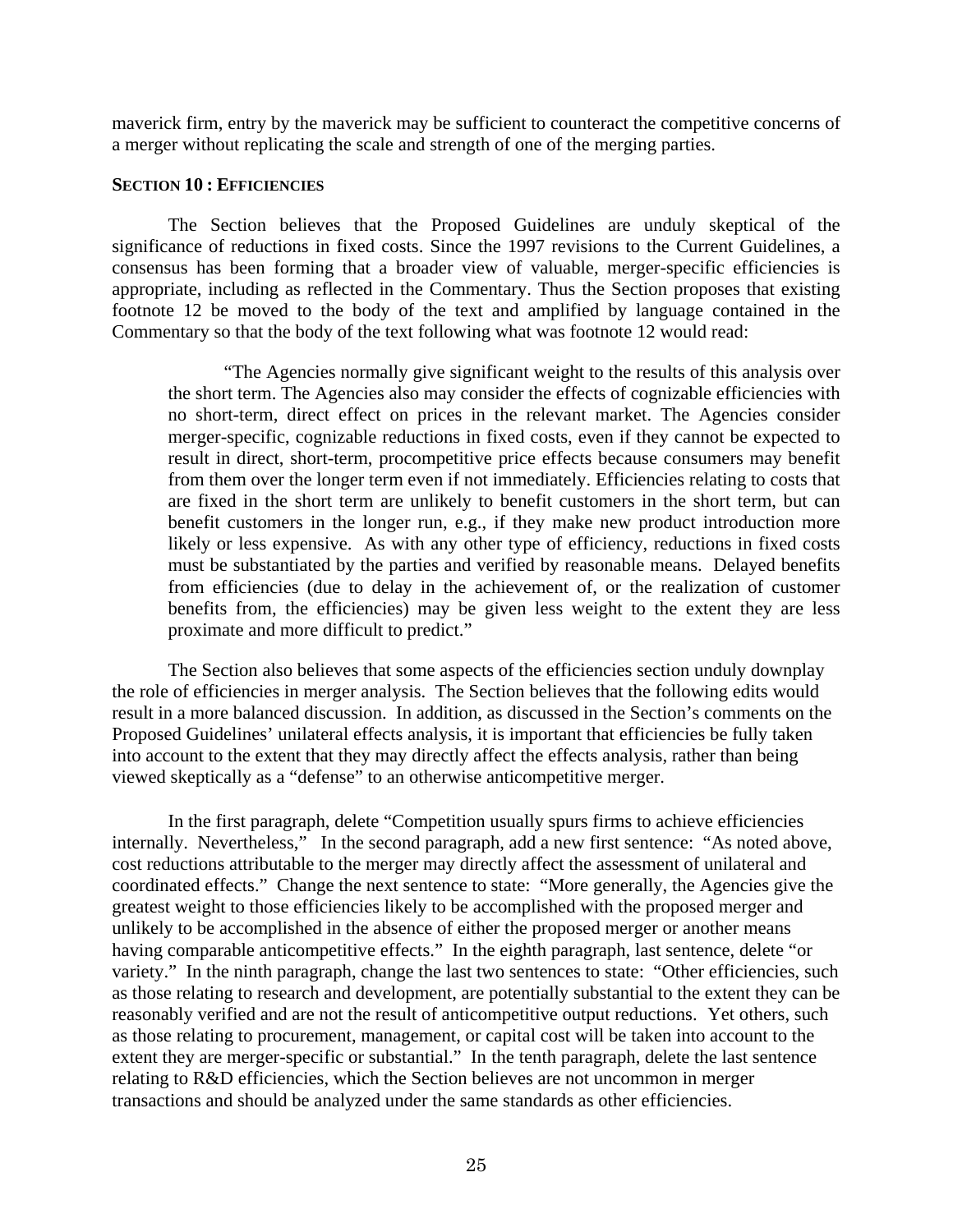maverick firm, entry by the maverick may be sufficient to counteract the competitive concerns of a merger without replicating the scale and strength of one of the merging parties.

**SECTION 10 : EFFICIENCIES**

The Section believes that the Proposed Guidelines are unduly skeptical of the significance of reductions in fixed costs. Since the 1997 revisions to the Current Guidelines, a consensus has been forming that a broader view of valuable, merger-specific efficiencies is appropriate, including as reflected in the Commentary. Thus the Section proposes that existing footnote 12 be moved to the body of the text and amplified by language contained in the Commentary so that the body of the text following what was footnote 12 would read:

> "The Agencies normally give significant weight to the results of this analysis over the short term. The Agencies also may consider the effects of cognizable efficiencies with no short-term, direct effect on prices in the relevant market. The Agencies consider merger-specific, cognizable reductions in fixed costs, even if they cannot be expected to result in direct, short-term, procompetitive price effects because consumers may benefit from them over the longer term even if not immediately. Efficiencies relating to costs that are fixed in the short term are unlikely to benefit customers in the short term, but can benefit customers in the longer run, e.g., if they make new product introduction more likely or less expensive. As with any other type of efficiency, reductions in fixed costs must be substantiated by the parties and verified by reasonable means. Delayed benefits from efficiencies (due to delay in the achievement of, or the realization of customer benefits from, the efficiencies) may be given less weight to the extent they are less proximate and more difficult to predict."

The Section also believes that some aspects of the efficiencies section unduly downplay the role of efficiencies in merger analysis. The Section believes that the following edits would result in a more balanced discussion. In addition, as discussed in the Section's comments on the Proposed Guidelines' unilateral effects analysis, it is important that efficiencies be fully taken into account to the extent that they may directly affect the effects analysis, rather than being viewed skeptically as a "defense" to an otherwise anticompetitive merger.

In the first paragraph, delete "Competition usually spurs firms to achieve efficiencies internally. Nevertheless," In the second paragraph, add a new first sentence: "As noted above, cost reductions attributable to the merger may directly affect the assessment of unilateral and coordinated effects." Change the next sentence to state: "More generally, the Agencies give the greatest weight to those efficiencies likely to be accomplished with the proposed merger and unlikely to be accomplished in the absence of either the proposed merger or another means having comparable anticompetitive effects." In the eighth paragraph, last sentence, delete "or variety." In the ninth paragraph, change the last two sentences to state: "Other efficiencies, such as those relating to research and development, are potentially substantial to the extent they can be reasonably verified and are not the result of anticompetitive output reductions. Yet others, such as those relating to procurement, management, or capital cost will be taken into account to the extent they are merger-specific or substantial." In the tenth paragraph, delete the last sentence relating to R&D efficiencies, which the Section believes are not uncommon in merger transactions and should be analyzed under the same standards as other efficiencies.